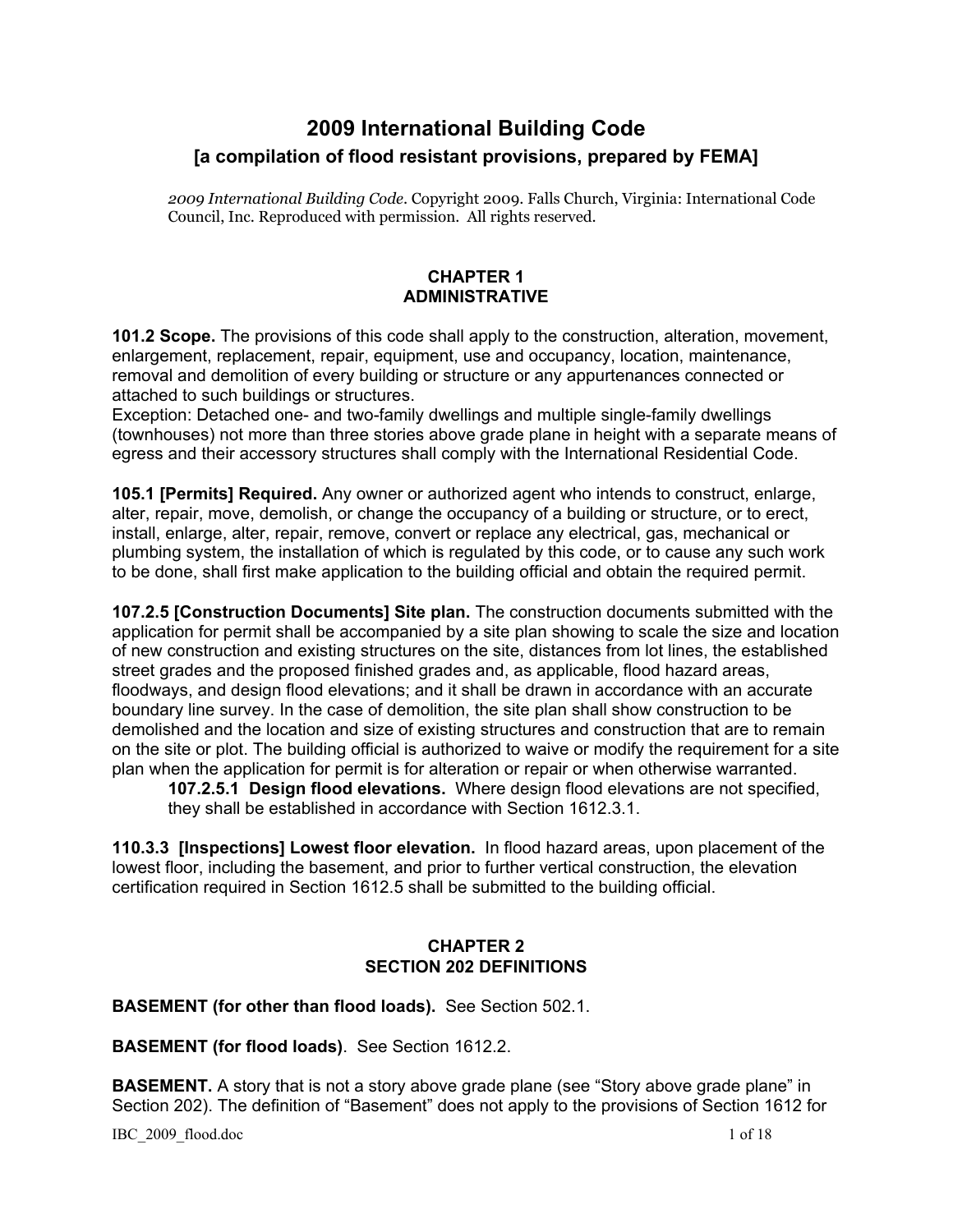# 2009 International Building Code

## [a compilation of flood resistant provisions, prepared by FEMA]

*2009 International Building Code*. Copyright 2009. Falls Church, Virginia: International Code Council, Inc. Reproduced with permission. All rights reserved.

## CHAPTER 1
## ADMINISTRATIVE

**101.2 Scope.** The provisions of this code shall apply to the construction, alteration, movement, enlargement, replacement, repair, equipment, use and occupancy, location, maintenance, removal and demolition of every building or structure or any appurtenances connected or attached to such buildings or structures.
Exception: Detached one- and two-family dwellings and multiple single-family dwellings (townhouses) not more than three stories above grade plane in height with a separate means of egress and their accessory structures shall comply with the International Residential Code.

**105.1 [Permits] Required.** Any owner or authorized agent who intends to construct, enlarge, alter, repair, move, demolish, or change the occupancy of a building or structure, or to erect, install, enlarge, alter, repair, remove, convert or replace any electrical, gas, mechanical or plumbing system, the installation of which is regulated by this code, or to cause any such work to be done, shall first make application to the building official and obtain the required permit.

**107.2.5 [Construction Documents] Site plan.** The construction documents submitted with the application for permit shall be accompanied by a site plan showing to scale the size and location of new construction and existing structures on the site, distances from lot lines, the established street grades and the proposed finished grades and, as applicable, flood hazard areas, floodways, and design flood elevations; and it shall be drawn in accordance with an accurate boundary line survey. In the case of demolition, the site plan shall show construction to be demolished and the location and size of existing structures and construction that are to remain on the site or plot. The building official is authorized to waive or modify the requirement for a site plan when the application for permit is for alteration or repair or when otherwise warranted.

> **107.2.5.1 Design flood elevations.** Where design flood elevations are not specified, they shall be established in accordance with Section 1612.3.1.

**110.3.3 [Inspections] Lowest floor elevation.** In flood hazard areas, upon placement of the lowest floor, including the basement, and prior to further vertical construction, the elevation certification required in Section 1612.5 shall be submitted to the building official.

## CHAPTER 2
## SECTION 202 DEFINITIONS

**BASEMENT (for other than flood loads).** See Section 502.1.

**BASEMENT (for flood loads)**. See Section 1612.2.

**BASEMENT.** A story that is not a story above grade plane (see "Story above grade plane" in Section 202). The definition of "Basement" does not apply to the provisions of Section 1612 for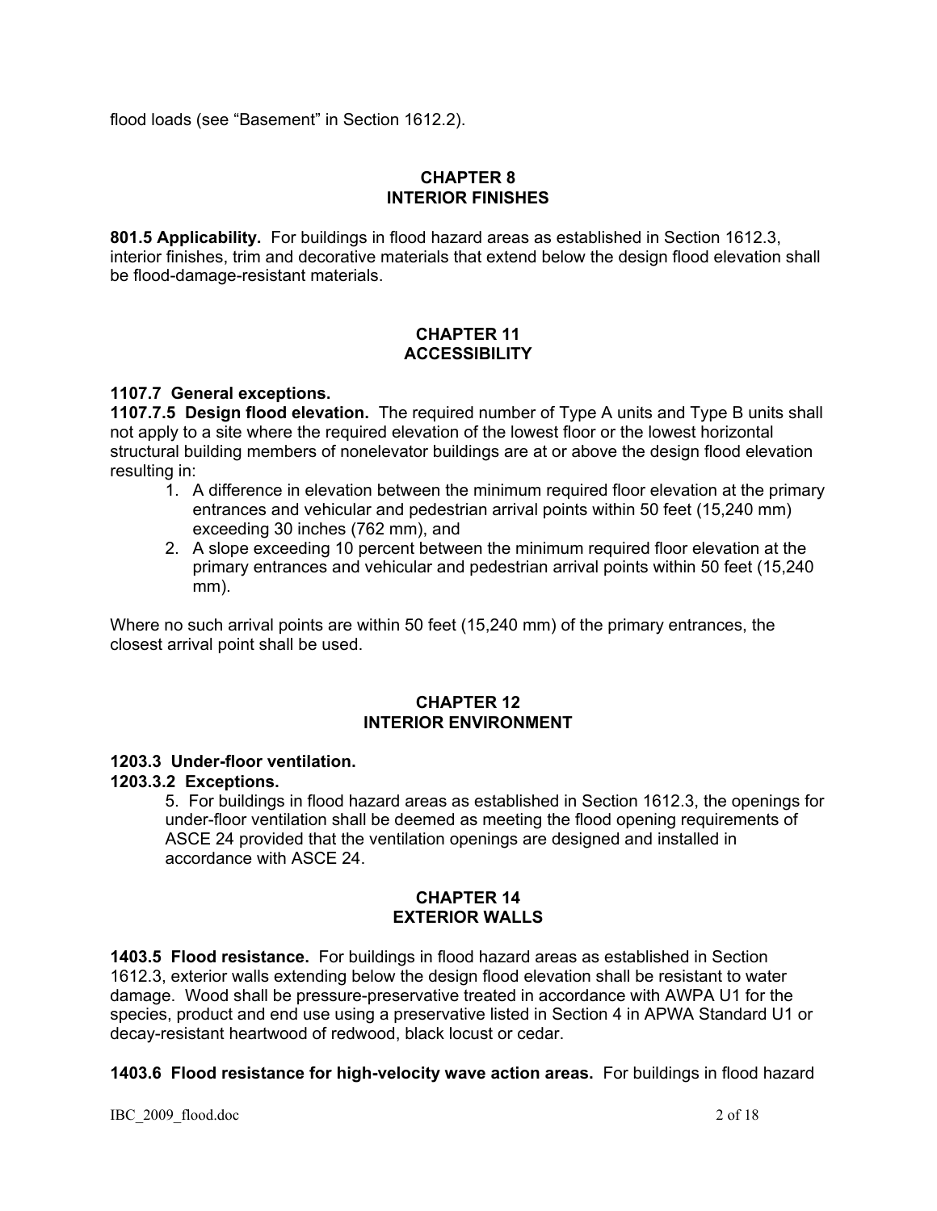flood loads (see "Basement" in Section 1612.2).

## CHAPTER 8
## INTERIOR FINISHES

**801.5 Applicability.** For buildings in flood hazard areas as established in Section 1612.3, interior finishes, trim and decorative materials that extend below the design flood elevation shall be flood-damage-resistant materials.

## CHAPTER 11
## ACCESSIBILITY

**1107.7 General exceptions.**

**1107.7.5 Design flood elevation.** The required number of Type A units and Type B units shall not apply to a site where the required elevation of the lowest floor or the lowest horizontal structural building members of nonelevator buildings are at or above the design flood elevation resulting in:

1. A difference in elevation between the minimum required floor elevation at the primary entrances and vehicular and pedestrian arrival points within 50 feet (15,240 mm) exceeding 30 inches (762 mm), and
2. A slope exceeding 10 percent between the minimum required floor elevation at the primary entrances and vehicular and pedestrian arrival points within 50 feet (15,240 mm).

Where no such arrival points are within 50 feet (15,240 mm) of the primary entrances, the closest arrival point shall be used.

## CHAPTER 12
## INTERIOR ENVIRONMENT

**1203.3 Under-floor ventilation.**

**1203.3.2 Exceptions.**

5. For buildings in flood hazard areas as established in Section 1612.3, the openings for under-floor ventilation shall be deemed as meeting the flood opening requirements of ASCE 24 provided that the ventilation openings are designed and installed in accordance with ASCE 24.

## CHAPTER 14
## EXTERIOR WALLS

**1403.5 Flood resistance.** For buildings in flood hazard areas as established in Section 1612.3, exterior walls extending below the design flood elevation shall be resistant to water damage. Wood shall be pressure-preservative treated in accordance with AWPA U1 for the species, product and end use using a preservative listed in Section 4 in APWA Standard U1 or decay-resistant heartwood of redwood, black locust or cedar.

**1403.6 Flood resistance for high-velocity wave action areas.** For buildings in flood hazard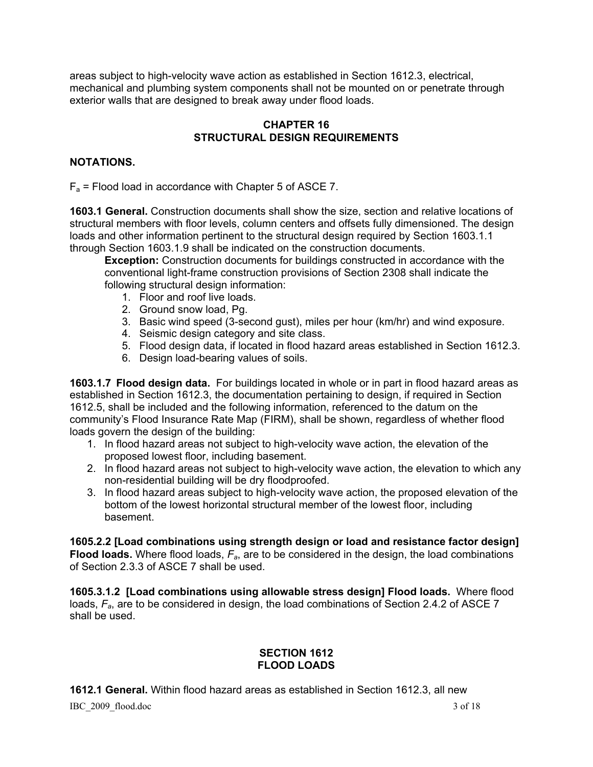areas subject to high-velocity wave action as established in Section 1612.3, electrical, mechanical and plumbing system components shall not be mounted on or penetrate through exterior walls that are designed to break away under flood loads.

## CHAPTER 16
## STRUCTURAL DESIGN REQUIREMENTS

**NOTATIONS.**

$F_a$ = Flood load in accordance with Chapter 5 of ASCE 7.

**1603.1 General.** Construction documents shall show the size, section and relative locations of structural members with floor levels, column centers and offsets fully dimensioned. The design loads and other information pertinent to the structural design required by Section 1603.1.1 through Section 1603.1.9 shall be indicated on the construction documents.

> **Exception:** Construction documents for buildings constructed in accordance with the conventional light-frame construction provisions of Section 2308 shall indicate the following structural design information:
> 1. Floor and roof live loads.
> 2. Ground snow load, Pg.
> 3. Basic wind speed (3-second gust), miles per hour (km/hr) and wind exposure.
> 4. Seismic design category and site class.
> 5. Flood design data, if located in flood hazard areas established in Section 1612.3.
> 6. Design load-bearing values of soils.

**1603.1.7 Flood design data.** For buildings located in whole or in part in flood hazard areas as established in Section 1612.3, the documentation pertaining to design, if required in Section 1612.5, shall be included and the following information, referenced to the datum on the community's Flood Insurance Rate Map (FIRM), shall be shown, regardless of whether flood loads govern the design of the building:

1. In flood hazard areas not subject to high-velocity wave action, the elevation of the proposed lowest floor, including basement.
2. In flood hazard areas not subject to high-velocity wave action, the elevation to which any non-residential building will be dry floodproofed.
3. In flood hazard areas subject to high-velocity wave action, the proposed elevation of the bottom of the lowest horizontal structural member of the lowest floor, including basement.

**1605.2.2 [Load combinations using strength design or load and resistance factor design] Flood loads.** Where flood loads, $F_a$, are to be considered in the design, the load combinations of Section 2.3.3 of ASCE 7 shall be used.

**1605.3.1.2 [Load combinations using allowable stress design] Flood loads.** Where flood loads, $F_a$, are to be considered in design, the load combinations of Section 2.4.2 of ASCE 7 shall be used.

## SECTION 1612
## FLOOD LOADS

**1612.1 General.** Within flood hazard areas as established in Section 1612.3, all new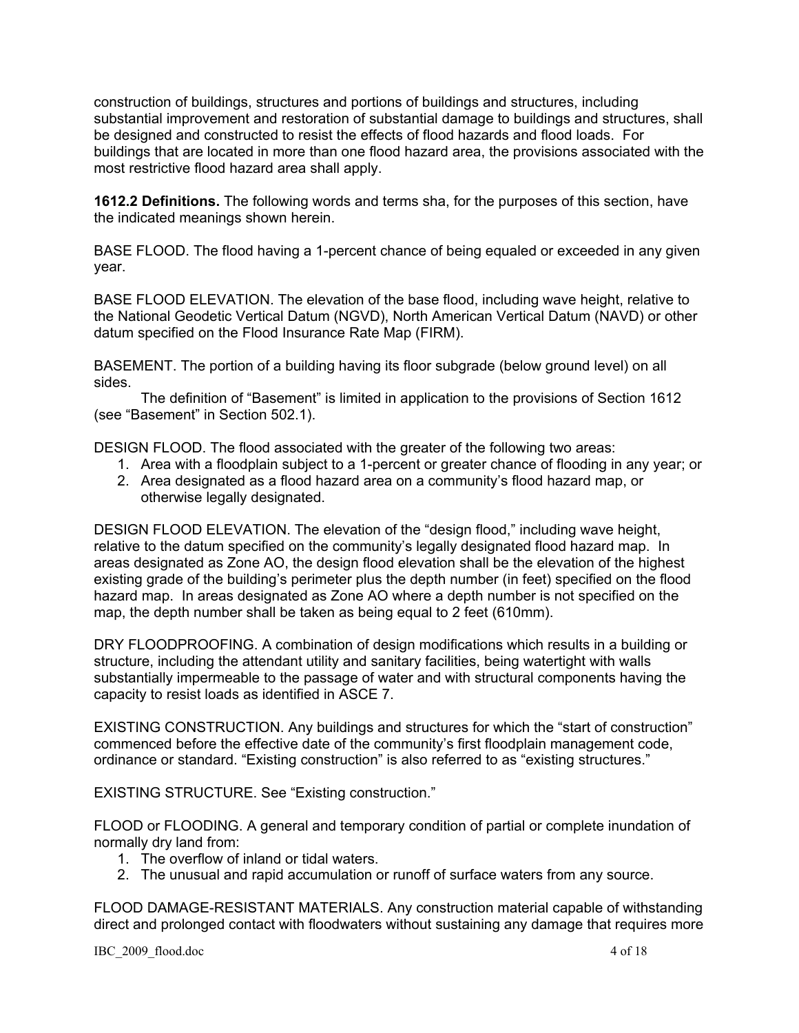construction of buildings, structures and portions of buildings and structures, including substantial improvement and restoration of substantial damage to buildings and structures, shall be designed and constructed to resist the effects of flood hazards and flood loads. For buildings that are located in more than one flood hazard area, the provisions associated with the most restrictive flood hazard area shall apply.

**1612.2 Definitions.** The following words and terms sha, for the purposes of this section, have the indicated meanings shown herein.

BASE FLOOD. The flood having a 1-percent chance of being equaled or exceeded in any given year.

BASE FLOOD ELEVATION. The elevation of the base flood, including wave height, relative to the National Geodetic Vertical Datum (NGVD), North American Vertical Datum (NAVD) or other datum specified on the Flood Insurance Rate Map (FIRM).

BASEMENT. The portion of a building having its floor subgrade (below ground level) on all sides.

The definition of "Basement" is limited in application to the provisions of Section 1612 (see "Basement" in Section 502.1).

DESIGN FLOOD. The flood associated with the greater of the following two areas:

1. Area with a floodplain subject to a 1-percent or greater chance of flooding in any year; or
2. Area designated as a flood hazard area on a community's flood hazard map, or otherwise legally designated.

DESIGN FLOOD ELEVATION. The elevation of the "design flood," including wave height, relative to the datum specified on the community's legally designated flood hazard map. In areas designated as Zone AO, the design flood elevation shall be the elevation of the highest existing grade of the building's perimeter plus the depth number (in feet) specified on the flood hazard map. In areas designated as Zone AO where a depth number is not specified on the map, the depth number shall be taken as being equal to 2 feet (610mm).

DRY FLOODPROOFING. A combination of design modifications which results in a building or structure, including the attendant utility and sanitary facilities, being watertight with walls substantially impermeable to the passage of water and with structural components having the capacity to resist loads as identified in ASCE 7.

EXISTING CONSTRUCTION. Any buildings and structures for which the "start of construction" commenced before the effective date of the community's first floodplain management code, ordinance or standard. "Existing construction" is also referred to as "existing structures."

EXISTING STRUCTURE. See "Existing construction."

FLOOD or FLOODING. A general and temporary condition of partial or complete inundation of normally dry land from:

1. The overflow of inland or tidal waters.
2. The unusual and rapid accumulation or runoff of surface waters from any source.

FLOOD DAMAGE-RESISTANT MATERIALS. Any construction material capable of withstanding direct and prolonged contact with floodwaters without sustaining any damage that requires more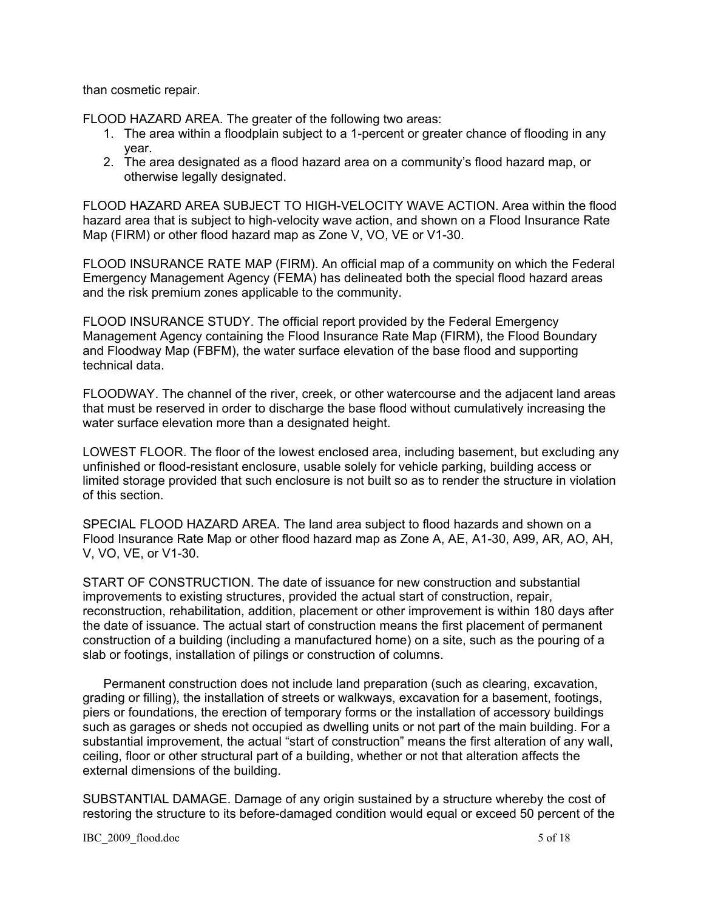than cosmetic repair.

FLOOD HAZARD AREA. The greater of the following two areas:

1. The area within a floodplain subject to a 1-percent or greater chance of flooding in any year.
2. The area designated as a flood hazard area on a community's flood hazard map, or otherwise legally designated.

FLOOD HAZARD AREA SUBJECT TO HIGH-VELOCITY WAVE ACTION. Area within the flood hazard area that is subject to high-velocity wave action, and shown on a Flood Insurance Rate Map (FIRM) or other flood hazard map as Zone V, VO, VE or V1-30.

FLOOD INSURANCE RATE MAP (FIRM). An official map of a community on which the Federal Emergency Management Agency (FEMA) has delineated both the special flood hazard areas and the risk premium zones applicable to the community.

FLOOD INSURANCE STUDY. The official report provided by the Federal Emergency Management Agency containing the Flood Insurance Rate Map (FIRM), the Flood Boundary and Floodway Map (FBFM), the water surface elevation of the base flood and supporting technical data.

FLOODWAY. The channel of the river, creek, or other watercourse and the adjacent land areas that must be reserved in order to discharge the base flood without cumulatively increasing the water surface elevation more than a designated height.

LOWEST FLOOR. The floor of the lowest enclosed area, including basement, but excluding any unfinished or flood-resistant enclosure, usable solely for vehicle parking, building access or limited storage provided that such enclosure is not built so as to render the structure in violation of this section.

SPECIAL FLOOD HAZARD AREA. The land area subject to flood hazards and shown on a Flood Insurance Rate Map or other flood hazard map as Zone A, AE, A1-30, A99, AR, AO, AH, V, VO, VE, or V1-30.

START OF CONSTRUCTION. The date of issuance for new construction and substantial improvements to existing structures, provided the actual start of construction, repair, reconstruction, rehabilitation, addition, placement or other improvement is within 180 days after the date of issuance. The actual start of construction means the first placement of permanent construction of a building (including a manufactured home) on a site, such as the pouring of a slab or footings, installation of pilings or construction of columns.

Permanent construction does not include land preparation (such as clearing, excavation, grading or filling), the installation of streets or walkways, excavation for a basement, footings, piers or foundations, the erection of temporary forms or the installation of accessory buildings such as garages or sheds not occupied as dwelling units or not part of the main building. For a substantial improvement, the actual "start of construction" means the first alteration of any wall, ceiling, floor or other structural part of a building, whether or not that alteration affects the external dimensions of the building.

SUBSTANTIAL DAMAGE. Damage of any origin sustained by a structure whereby the cost of restoring the structure to its before-damaged condition would equal or exceed 50 percent of the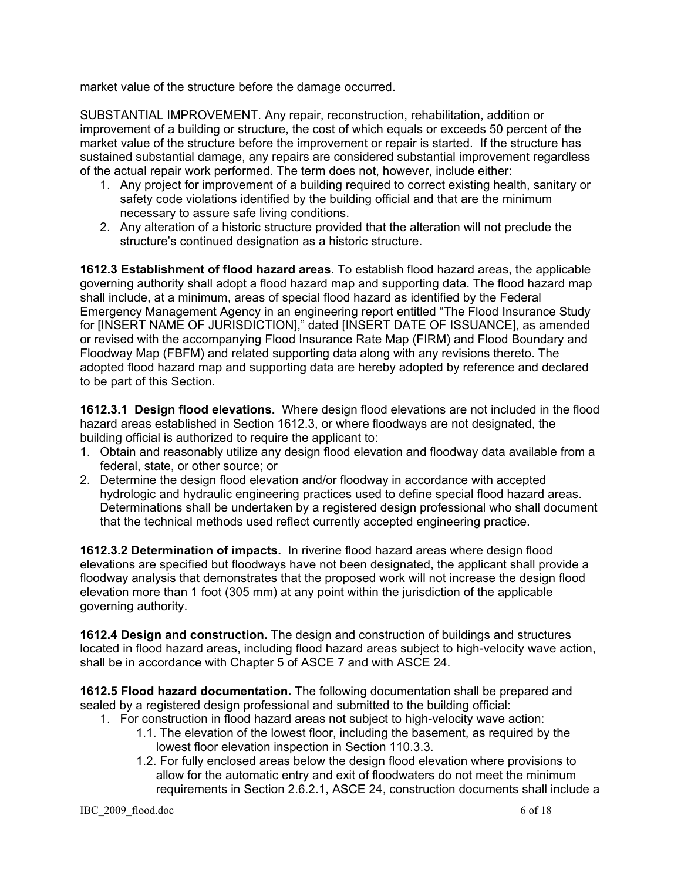market value of the structure before the damage occurred.

SUBSTANTIAL IMPROVEMENT. Any repair, reconstruction, rehabilitation, addition or improvement of a building or structure, the cost of which equals or exceeds 50 percent of the market value of the structure before the improvement or repair is started. If the structure has sustained substantial damage, any repairs are considered substantial improvement regardless of the actual repair work performed. The term does not, however, include either:

1. Any project for improvement of a building required to correct existing health, sanitary or safety code violations identified by the building official and that are the minimum necessary to assure safe living conditions.
2. Any alteration of a historic structure provided that the alteration will not preclude the structure's continued designation as a historic structure.

**1612.3 Establishment of flood hazard areas**. To establish flood hazard areas, the applicable governing authority shall adopt a flood hazard map and supporting data. The flood hazard map shall include, at a minimum, areas of special flood hazard as identified by the Federal Emergency Management Agency in an engineering report entitled "The Flood Insurance Study for [INSERT NAME OF JURISDICTION]," dated [INSERT DATE OF ISSUANCE], as amended or revised with the accompanying Flood Insurance Rate Map (FIRM) and Flood Boundary and Floodway Map (FBFM) and related supporting data along with any revisions thereto. The adopted flood hazard map and supporting data are hereby adopted by reference and declared to be part of this Section.

**1612.3.1 Design flood elevations.** Where design flood elevations are not included in the flood hazard areas established in Section 1612.3, or where floodways are not designated, the building official is authorized to require the applicant to:

1. Obtain and reasonably utilize any design flood elevation and floodway data available from a federal, state, or other source; or
2. Determine the design flood elevation and/or floodway in accordance with accepted hydrologic and hydraulic engineering practices used to define special flood hazard areas. Determinations shall be undertaken by a registered design professional who shall document that the technical methods used reflect currently accepted engineering practice.

**1612.3.2 Determination of impacts.** In riverine flood hazard areas where design flood elevations are specified but floodways have not been designated, the applicant shall provide a floodway analysis that demonstrates that the proposed work will not increase the design flood elevation more than 1 foot (305 mm) at any point within the jurisdiction of the applicable governing authority.

**1612.4 Design and construction.** The design and construction of buildings and structures located in flood hazard areas, including flood hazard areas subject to high-velocity wave action, shall be in accordance with Chapter 5 of ASCE 7 and with ASCE 24.

**1612.5 Flood hazard documentation.** The following documentation shall be prepared and sealed by a registered design professional and submitted to the building official:

1. For construction in flood hazard areas not subject to high-velocity wave action:
   - 1.1. The elevation of the lowest floor, including the basement, as required by the lowest floor elevation inspection in Section 110.3.3.
   - 1.2. For fully enclosed areas below the design flood elevation where provisions to allow for the automatic entry and exit of floodwaters do not meet the minimum requirements in Section 2.6.2.1, ASCE 24, construction documents shall include a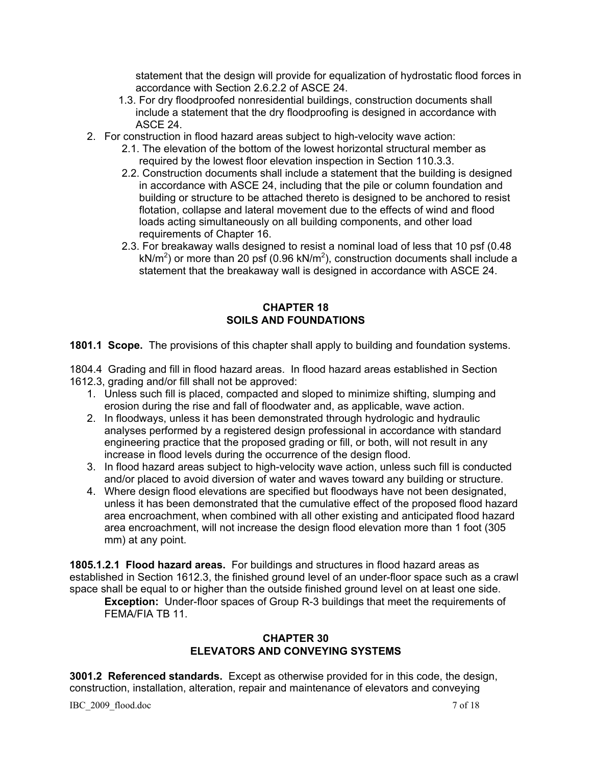statement that the design will provide for equalization of hydrostatic flood forces in accordance with Section 2.6.2.2 of ASCE 24.

1.3. For dry floodproofed nonresidential buildings, construction documents shall include a statement that the dry floodproofing is designed in accordance with ASCE 24.

2. For construction in flood hazard areas subject to high-velocity wave action:
   2.1. The elevation of the bottom of the lowest horizontal structural member as required by the lowest floor elevation inspection in Section 110.3.3.
   2.2. Construction documents shall include a statement that the building is designed in accordance with ASCE 24, including that the pile or column foundation and building or structure to be attached thereto is designed to be anchored to resist flotation, collapse and lateral movement due to the effects of wind and flood loads acting simultaneously on all building components, and other load requirements of Chapter 16.
   2.3. For breakaway walls designed to resist a nominal load of less that 10 psf (0.48 $kN/m^2$) or more than 20 psf (0.96 $kN/m^2$), construction documents shall include a statement that the breakaway wall is designed in accordance with ASCE 24.

## CHAPTER 18
## SOILS AND FOUNDATIONS

**1801.1 Scope.** The provisions of this chapter shall apply to building and foundation systems.

1804.4 Grading and fill in flood hazard areas. In flood hazard areas established in Section 1612.3, grading and/or fill shall not be approved:

1. Unless such fill is placed, compacted and sloped to minimize shifting, slumping and erosion during the rise and fall of floodwater and, as applicable, wave action.
2. In floodways, unless it has been demonstrated through hydrologic and hydraulic analyses performed by a registered design professional in accordance with standard engineering practice that the proposed grading or fill, or both, will not result in any increase in flood levels during the occurrence of the design flood.
3. In flood hazard areas subject to high-velocity wave action, unless such fill is conducted and/or placed to avoid diversion of water and waves toward any building or structure.
4. Where design flood elevations are specified but floodways have not been designated, unless it has been demonstrated that the cumulative effect of the proposed flood hazard area encroachment, when combined with all other existing and anticipated flood hazard area encroachment, will not increase the design flood elevation more than 1 foot (305 mm) at any point.

**1805.1.2.1 Flood hazard areas.** For buildings and structures in flood hazard areas as established in Section 1612.3, the finished ground level of an under-floor space such as a crawl space shall be equal to or higher than the outside finished ground level on at least one side.

**Exception:** Under-floor spaces of Group R-3 buildings that meet the requirements of FEMA/FIA TB 11.

## CHAPTER 30
## ELEVATORS AND CONVEYING SYSTEMS

**3001.2 Referenced standards.** Except as otherwise provided for in this code, the design, construction, installation, alteration, repair and maintenance of elevators and conveying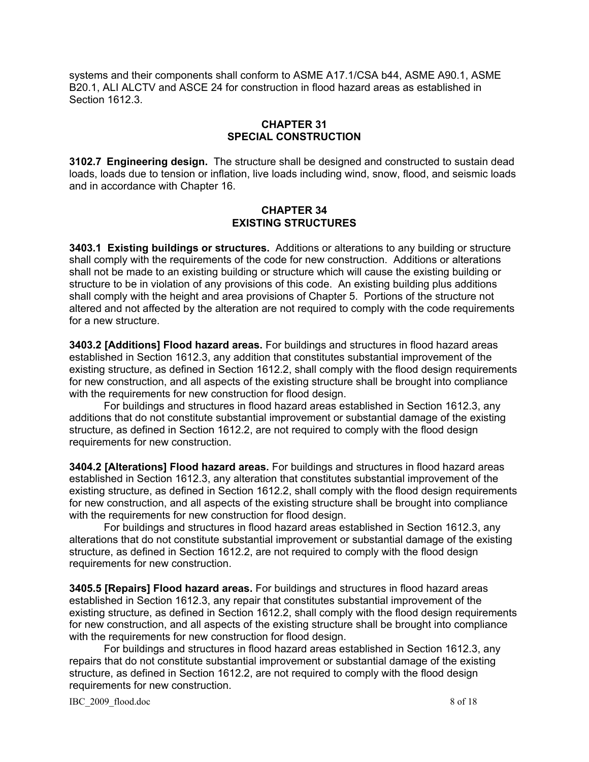systems and their components shall conform to ASME A17.1/CSA b44, ASME A90.1, ASME B20.1, ALI ALCTV and ASCE 24 for construction in flood hazard areas as established in Section 1612.3.

## CHAPTER 31
## SPECIAL CONSTRUCTION

**3102.7 Engineering design.** The structure shall be designed and constructed to sustain dead loads, loads due to tension or inflation, live loads including wind, snow, flood, and seismic loads and in accordance with Chapter 16.

## CHAPTER 34
## EXISTING STRUCTURES

**3403.1 Existing buildings or structures.** Additions or alterations to any building or structure shall comply with the requirements of the code for new construction. Additions or alterations shall not be made to an existing building or structure which will cause the existing building or structure to be in violation of any provisions of this code. An existing building plus additions shall comply with the height and area provisions of Chapter 5. Portions of the structure not altered and not affected by the alteration are not required to comply with the code requirements for a new structure.

**3403.2 [Additions] Flood hazard areas.** For buildings and structures in flood hazard areas established in Section 1612.3, any addition that constitutes substantial improvement of the existing structure, as defined in Section 1612.2, shall comply with the flood design requirements for new construction, and all aspects of the existing structure shall be brought into compliance with the requirements for new construction for flood design.

For buildings and structures in flood hazard areas established in Section 1612.3, any additions that do not constitute substantial improvement or substantial damage of the existing structure, as defined in Section 1612.2, are not required to comply with the flood design requirements for new construction.

**3404.2 [Alterations] Flood hazard areas.** For buildings and structures in flood hazard areas established in Section 1612.3, any alteration that constitutes substantial improvement of the existing structure, as defined in Section 1612.2, shall comply with the flood design requirements for new construction, and all aspects of the existing structure shall be brought into compliance with the requirements for new construction for flood design.

For buildings and structures in flood hazard areas established in Section 1612.3, any alterations that do not constitute substantial improvement or substantial damage of the existing structure, as defined in Section 1612.2, are not required to comply with the flood design requirements for new construction.

**3405.5 [Repairs] Flood hazard areas.** For buildings and structures in flood hazard areas established in Section 1612.3, any repair that constitutes substantial improvement of the existing structure, as defined in Section 1612.2, shall comply with the flood design requirements for new construction, and all aspects of the existing structure shall be brought into compliance with the requirements for new construction for flood design.

For buildings and structures in flood hazard areas established in Section 1612.3, any repairs that do not constitute substantial improvement or substantial damage of the existing structure, as defined in Section 1612.2, are not required to comply with the flood design requirements for new construction.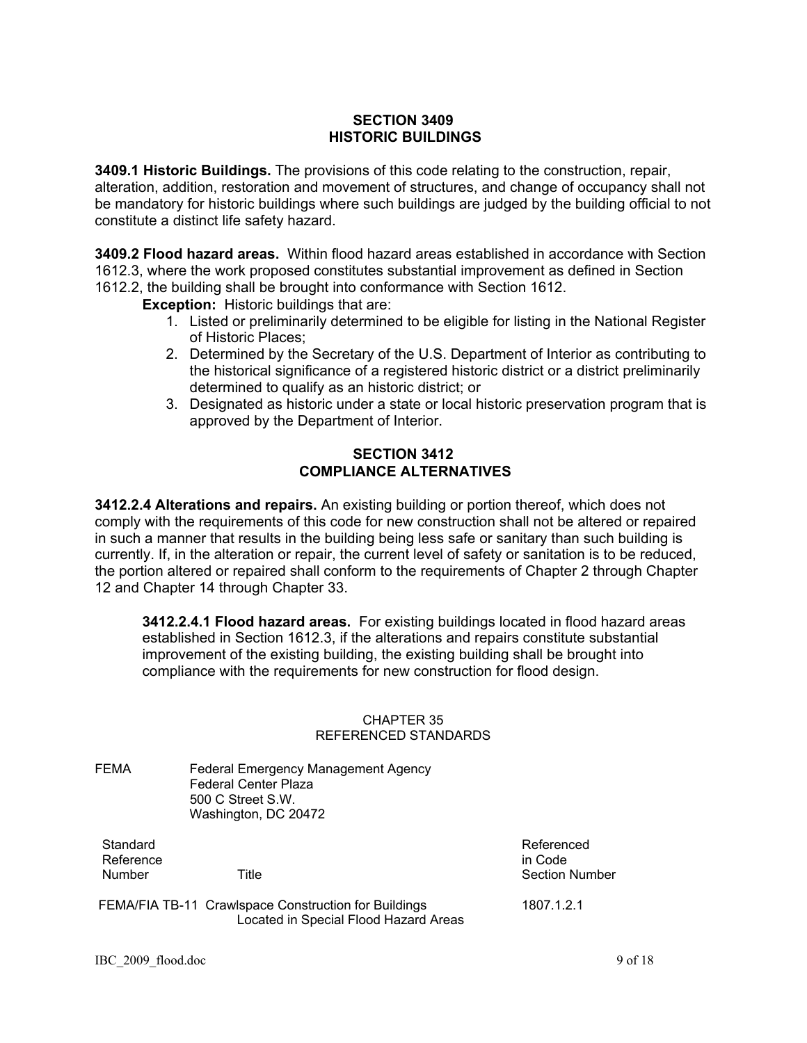## SECTION 3409
## HISTORIC BUILDINGS

**3409.1 Historic Buildings.** The provisions of this code relating to the construction, repair, alteration, addition, restoration and movement of structures, and change of occupancy shall not be mandatory for historic buildings where such buildings are judged by the building official to not constitute a distinct life safety hazard.

**3409.2 Flood hazard areas.** Within flood hazard areas established in accordance with Section 1612.3, where the work proposed constitutes substantial improvement as defined in Section 1612.2, the building shall be brought into conformance with Section 1612.

**Exception:** Historic buildings that are:

1. Listed or preliminarily determined to be eligible for listing in the National Register of Historic Places;
2. Determined by the Secretary of the U.S. Department of Interior as contributing to the historical significance of a registered historic district or a district preliminarily determined to qualify as an historic district; or
3. Designated as historic under a state or local historic preservation program that is approved by the Department of Interior.

## SECTION 3412
## COMPLIANCE ALTERNATIVES

**3412.2.4 Alterations and repairs.** An existing building or portion thereof, which does not comply with the requirements of this code for new construction shall not be altered or repaired in such a manner that results in the building being less safe or sanitary than such building is currently. If, in the alteration or repair, the current level of safety or sanitation is to be reduced, the portion altered or repaired shall conform to the requirements of Chapter 2 through Chapter 12 and Chapter 14 through Chapter 33.

**3412.2.4.1 Flood hazard areas.** For existing buildings located in flood hazard areas established in Section 1612.3, if the alterations and repairs constitute substantial improvement of the existing building, the existing building shall be brought into compliance with the requirements for new construction for flood design.

## CHAPTER 35
## REFERENCED STANDARDS

FEMA Federal Emergency Management Agency
Federal Center Plaza
500 C Street S.W.
Washington, DC 20472

| Standard Reference Number | Title | Referenced in Code Section Number |
|---|---|---|
| FEMA/FIA TB-11 | Crawlspace Construction for Buildings Located in Special Flood Hazard Areas | 1807.1.2.1 |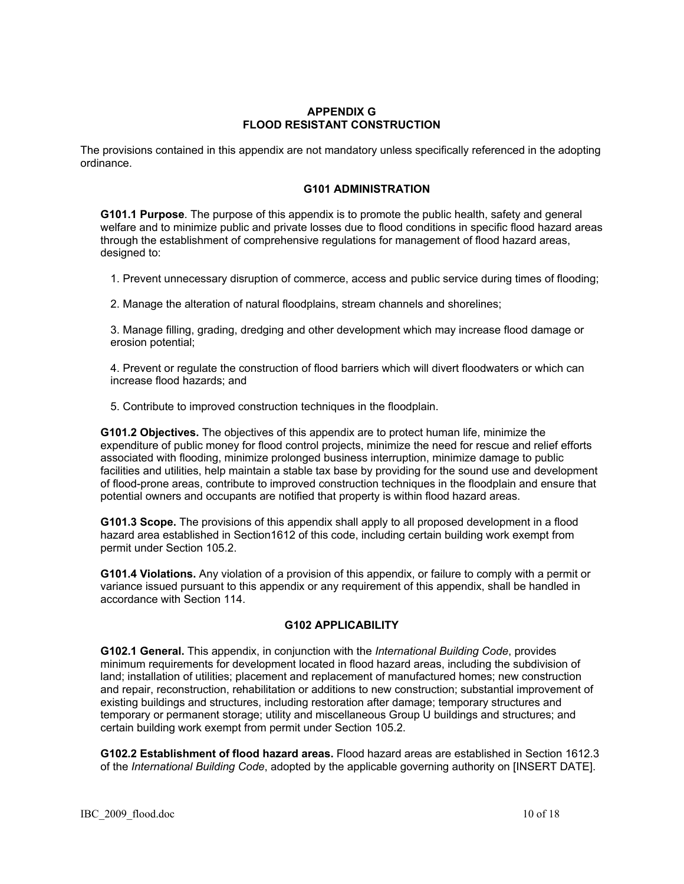# APPENDIX G
# FLOOD RESISTANT CONSTRUCTION

The provisions contained in this appendix are not mandatory unless specifically referenced in the adopting ordinance.

## G101 ADMINISTRATION

**G101.1 Purpose**. The purpose of this appendix is to promote the public health, safety and general welfare and to minimize public and private losses due to flood conditions in specific flood hazard areas through the establishment of comprehensive regulations for management of flood hazard areas, designed to:

1. Prevent unnecessary disruption of commerce, access and public service during times of flooding;

2. Manage the alteration of natural floodplains, stream channels and shorelines;

3. Manage filling, grading, dredging and other development which may increase flood damage or erosion potential;

4. Prevent or regulate the construction of flood barriers which will divert floodwaters or which can increase flood hazards; and

5. Contribute to improved construction techniques in the floodplain.

**G101.2 Objectives.** The objectives of this appendix are to protect human life, minimize the expenditure of public money for flood control projects, minimize the need for rescue and relief efforts associated with flooding, minimize prolonged business interruption, minimize damage to public facilities and utilities, help maintain a stable tax base by providing for the sound use and development of flood-prone areas, contribute to improved construction techniques in the floodplain and ensure that potential owners and occupants are notified that property is within flood hazard areas.

**G101.3 Scope.** The provisions of this appendix shall apply to all proposed development in a flood hazard area established in Section1612 of this code, including certain building work exempt from permit under Section 105.2.

**G101.4 Violations.** Any violation of a provision of this appendix, or failure to comply with a permit or variance issued pursuant to this appendix or any requirement of this appendix, shall be handled in accordance with Section 114.

## G102 APPLICABILITY

**G102.1 General.** This appendix, in conjunction with the *International Building Code*, provides minimum requirements for development located in flood hazard areas, including the subdivision of land; installation of utilities; placement and replacement of manufactured homes; new construction and repair, reconstruction, rehabilitation or additions to new construction; substantial improvement of existing buildings and structures, including restoration after damage; temporary structures and temporary or permanent storage; utility and miscellaneous Group U buildings and structures; and certain building work exempt from permit under Section 105.2.

**G102.2 Establishment of flood hazard areas.** Flood hazard areas are established in Section 1612.3 of the *International Building Code*, adopted by the applicable governing authority on [INSERT DATE].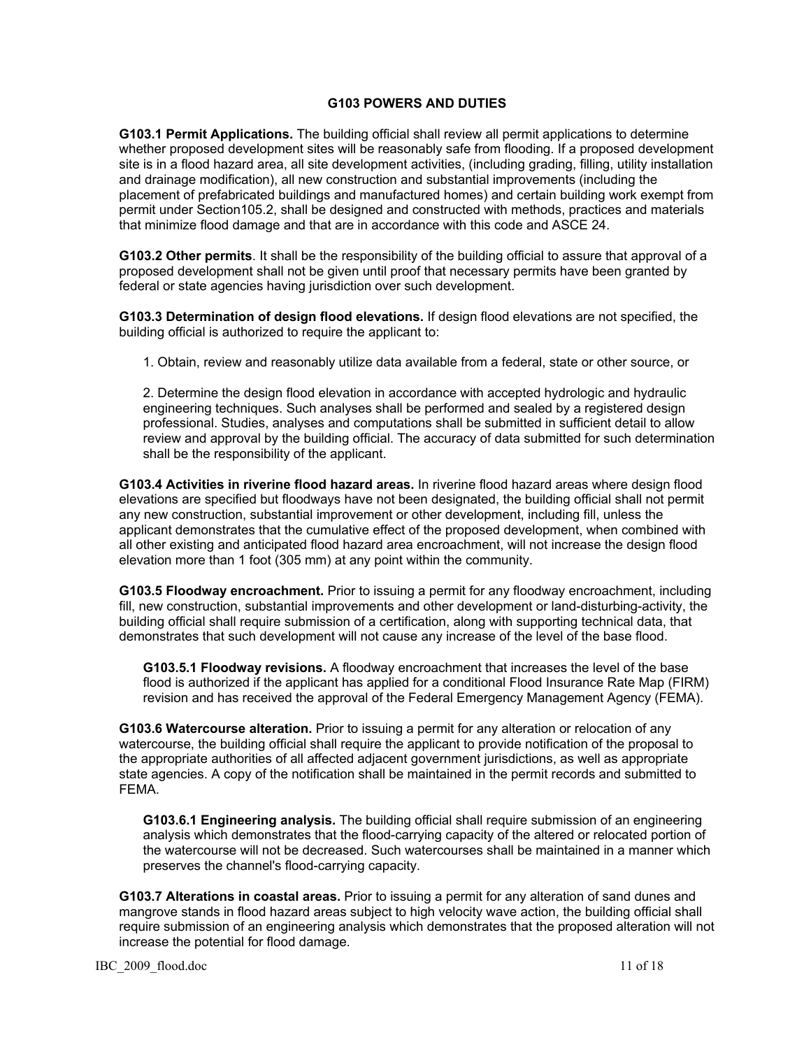## G103 POWERS AND DUTIES

**G103.1 Permit Applications.** The building official shall review all permit applications to determine whether proposed development sites will be reasonably safe from flooding. If a proposed development site is in a flood hazard area, all site development activities, (including grading, filling, utility installation and drainage modification), all new construction and substantial improvements (including the placement of prefabricated buildings and manufactured homes) and certain building work exempt from permit under Section105.2, shall be designed and constructed with methods, practices and materials that minimize flood damage and that are in accordance with this code and ASCE 24.

**G103.2 Other permits**. It shall be the responsibility of the building official to assure that approval of a proposed development shall not be given until proof that necessary permits have been granted by federal or state agencies having jurisdiction over such development.

**G103.3 Determination of design flood elevations.** If design flood elevations are not specified, the building official is authorized to require the applicant to:

1. Obtain, review and reasonably utilize data available from a federal, state or other source, or

2. Determine the design flood elevation in accordance with accepted hydrologic and hydraulic engineering techniques. Such analyses shall be performed and sealed by a registered design professional. Studies, analyses and computations shall be submitted in sufficient detail to allow review and approval by the building official. The accuracy of data submitted for such determination shall be the responsibility of the applicant.

**G103.4 Activities in riverine flood hazard areas.** In riverine flood hazard areas where design flood elevations are specified but floodways have not been designated, the building official shall not permit any new construction, substantial improvement or other development, including fill, unless the applicant demonstrates that the cumulative effect of the proposed development, when combined with all other existing and anticipated flood hazard area encroachment, will not increase the design flood elevation more than 1 foot (305 mm) at any point within the community.

**G103.5 Floodway encroachment.** Prior to issuing a permit for any floodway encroachment, including fill, new construction, substantial improvements and other development or land-disturbing-activity, the building official shall require submission of a certification, along with supporting technical data, that demonstrates that such development will not cause any increase of the level of the base flood.

**G103.5.1 Floodway revisions.** A floodway encroachment that increases the level of the base flood is authorized if the applicant has applied for a conditional Flood Insurance Rate Map (FIRM) revision and has received the approval of the Federal Emergency Management Agency (FEMA).

**G103.6 Watercourse alteration.** Prior to issuing a permit for any alteration or relocation of any watercourse, the building official shall require the applicant to provide notification of the proposal to the appropriate authorities of all affected adjacent government jurisdictions, as well as appropriate state agencies. A copy of the notification shall be maintained in the permit records and submitted to FEMA.

**G103.6.1 Engineering analysis.** The building official shall require submission of an engineering analysis which demonstrates that the flood-carrying capacity of the altered or relocated portion of the watercourse will not be decreased. Such watercourses shall be maintained in a manner which preserves the channel's flood-carrying capacity.

**G103.7 Alterations in coastal areas.** Prior to issuing a permit for any alteration of sand dunes and mangrove stands in flood hazard areas subject to high velocity wave action, the building official shall require submission of an engineering analysis which demonstrates that the proposed alteration will not increase the potential for flood damage.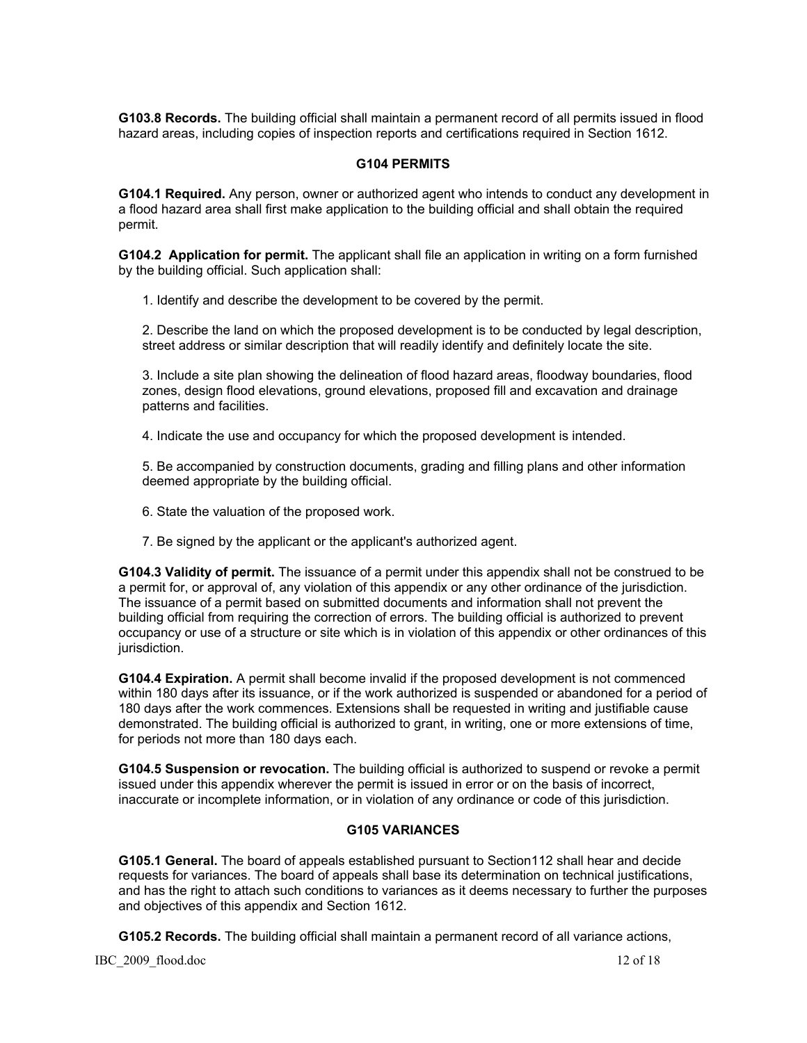**G103.8 Records.** The building official shall maintain a permanent record of all permits issued in flood hazard areas, including copies of inspection reports and certifications required in Section 1612.

## G104 PERMITS

**G104.1 Required.** Any person, owner or authorized agent who intends to conduct any development in a flood hazard area shall first make application to the building official and shall obtain the required permit.

**G104.2 Application for permit.** The applicant shall file an application in writing on a form furnished by the building official. Such application shall:

1. Identify and describe the development to be covered by the permit.

2. Describe the land on which the proposed development is to be conducted by legal description, street address or similar description that will readily identify and definitely locate the site.

3. Include a site plan showing the delineation of flood hazard areas, floodway boundaries, flood zones, design flood elevations, ground elevations, proposed fill and excavation and drainage patterns and facilities.

4. Indicate the use and occupancy for which the proposed development is intended.

5. Be accompanied by construction documents, grading and filling plans and other information deemed appropriate by the building official.

6. State the valuation of the proposed work.

7. Be signed by the applicant or the applicant's authorized agent.

**G104.3 Validity of permit.** The issuance of a permit under this appendix shall not be construed to be a permit for, or approval of, any violation of this appendix or any other ordinance of the jurisdiction. The issuance of a permit based on submitted documents and information shall not prevent the building official from requiring the correction of errors. The building official is authorized to prevent occupancy or use of a structure or site which is in violation of this appendix or other ordinances of this jurisdiction.

**G104.4 Expiration.** A permit shall become invalid if the proposed development is not commenced within 180 days after its issuance, or if the work authorized is suspended or abandoned for a period of 180 days after the work commences. Extensions shall be requested in writing and justifiable cause demonstrated. The building official is authorized to grant, in writing, one or more extensions of time, for periods not more than 180 days each.

**G104.5 Suspension or revocation.** The building official is authorized to suspend or revoke a permit issued under this appendix wherever the permit is issued in error or on the basis of incorrect, inaccurate or incomplete information, or in violation of any ordinance or code of this jurisdiction.

## G105 VARIANCES

**G105.1 General.** The board of appeals established pursuant to Section112 shall hear and decide requests for variances. The board of appeals shall base its determination on technical justifications, and has the right to attach such conditions to variances as it deems necessary to further the purposes and objectives of this appendix and Section 1612.

**G105.2 Records.** The building official shall maintain a permanent record of all variance actions,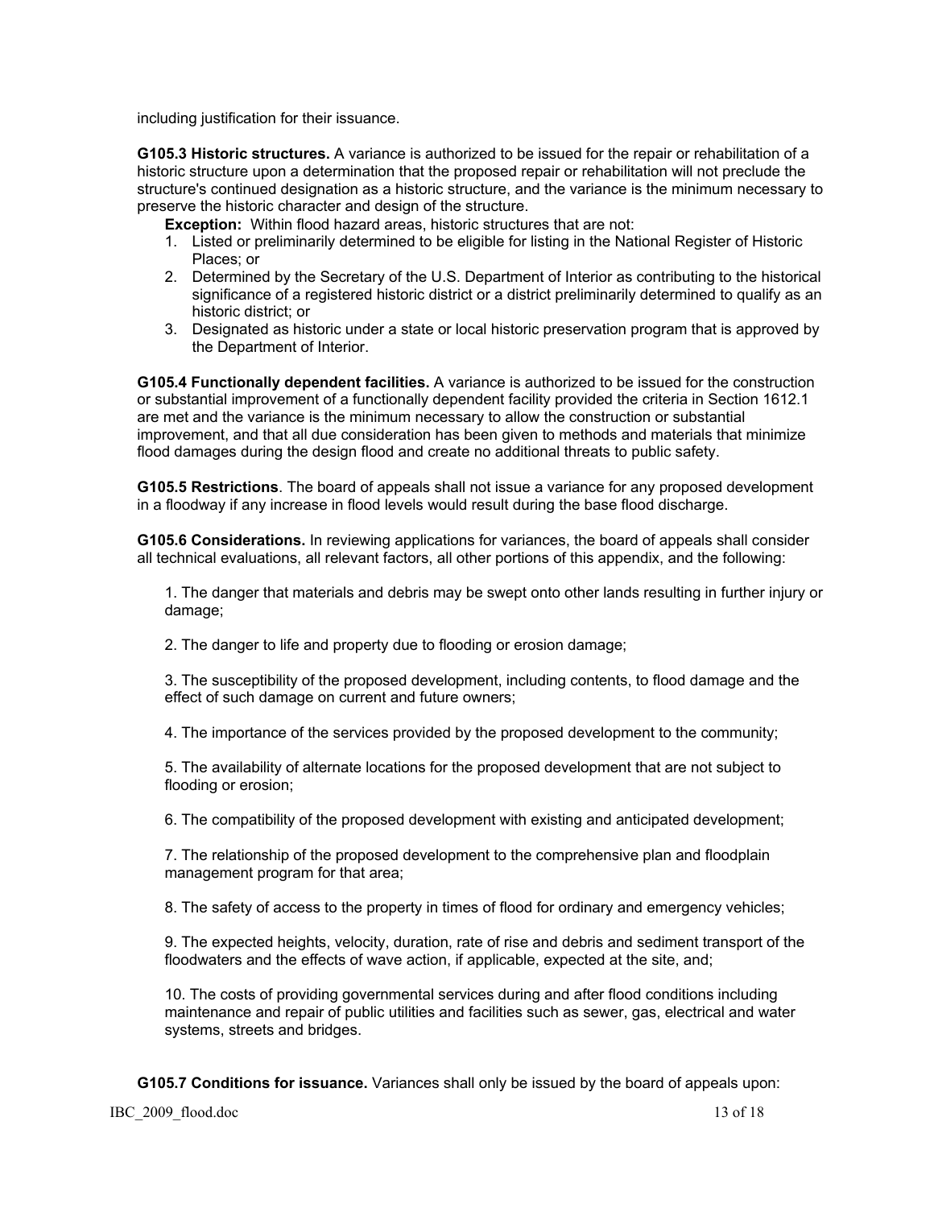including justification for their issuance.

**G105.3 Historic structures.** A variance is authorized to be issued for the repair or rehabilitation of a historic structure upon a determination that the proposed repair or rehabilitation will not preclude the structure's continued designation as a historic structure, and the variance is the minimum necessary to preserve the historic character and design of the structure.

**Exception:** Within flood hazard areas, historic structures that are not:

1. Listed or preliminarily determined to be eligible for listing in the National Register of Historic Places; or
2. Determined by the Secretary of the U.S. Department of Interior as contributing to the historical significance of a registered historic district or a district preliminarily determined to qualify as an historic district; or
3. Designated as historic under a state or local historic preservation program that is approved by the Department of Interior.

**G105.4 Functionally dependent facilities.** A variance is authorized to be issued for the construction or substantial improvement of a functionally dependent facility provided the criteria in Section 1612.1 are met and the variance is the minimum necessary to allow the construction or substantial improvement, and that all due consideration has been given to methods and materials that minimize flood damages during the design flood and create no additional threats to public safety.

**G105.5 Restrictions**. The board of appeals shall not issue a variance for any proposed development in a floodway if any increase in flood levels would result during the base flood discharge.

**G105.6 Considerations.** In reviewing applications for variances, the board of appeals shall consider all technical evaluations, all relevant factors, all other portions of this appendix, and the following:

1. The danger that materials and debris may be swept onto other lands resulting in further injury or damage;

2. The danger to life and property due to flooding or erosion damage;

3. The susceptibility of the proposed development, including contents, to flood damage and the effect of such damage on current and future owners;

4. The importance of the services provided by the proposed development to the community;

5. The availability of alternate locations for the proposed development that are not subject to flooding or erosion;

6. The compatibility of the proposed development with existing and anticipated development;

7. The relationship of the proposed development to the comprehensive plan and floodplain management program for that area;

8. The safety of access to the property in times of flood for ordinary and emergency vehicles;

9. The expected heights, velocity, duration, rate of rise and debris and sediment transport of the floodwaters and the effects of wave action, if applicable, expected at the site, and;

10. The costs of providing governmental services during and after flood conditions including maintenance and repair of public utilities and facilities such as sewer, gas, electrical and water systems, streets and bridges.

**G105.7 Conditions for issuance.** Variances shall only be issued by the board of appeals upon: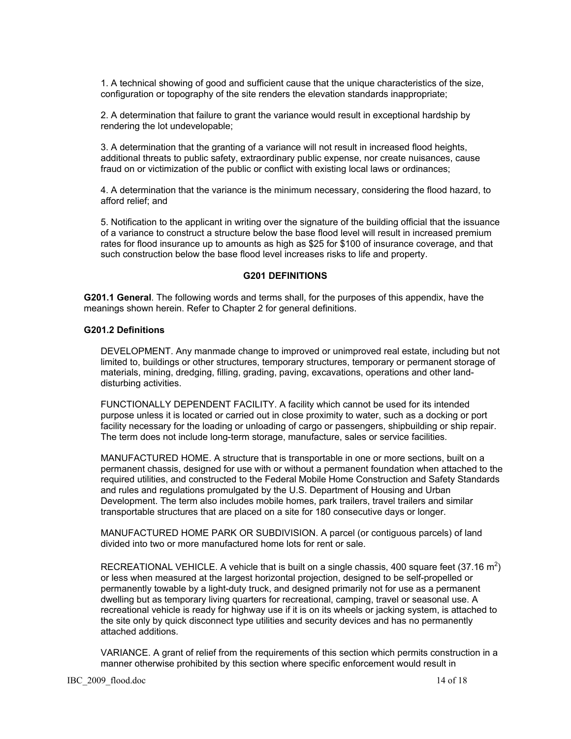1. A technical showing of good and sufficient cause that the unique characteristics of the size, configuration or topography of the site renders the elevation standards inappropriate;

2. A determination that failure to grant the variance would result in exceptional hardship by rendering the lot undevelopable;

3. A determination that the granting of a variance will not result in increased flood heights, additional threats to public safety, extraordinary public expense, nor create nuisances, cause fraud on or victimization of the public or conflict with existing local laws or ordinances;

4. A determination that the variance is the minimum necessary, considering the flood hazard, to afford relief; and

5. Notification to the applicant in writing over the signature of the building official that the issuance of a variance to construct a structure below the base flood level will result in increased premium rates for flood insurance up to amounts as high as $25 for $100 of insurance coverage, and that such construction below the base flood level increases risks to life and property.

## G201 DEFINITIONS

**G201.1 General**. The following words and terms shall, for the purposes of this appendix, have the meanings shown herein. Refer to Chapter 2 for general definitions.

**G201.2 Definitions**

DEVELOPMENT. Any manmade change to improved or unimproved real estate, including but not limited to, buildings or other structures, temporary structures, temporary or permanent storage of materials, mining, dredging, filling, grading, paving, excavations, operations and other land-disturbing activities.

FUNCTIONALLY DEPENDENT FACILITY. A facility which cannot be used for its intended purpose unless it is located or carried out in close proximity to water, such as a docking or port facility necessary for the loading or unloading of cargo or passengers, shipbuilding or ship repair. The term does not include long-term storage, manufacture, sales or service facilities.

MANUFACTURED HOME. A structure that is transportable in one or more sections, built on a permanent chassis, designed for use with or without a permanent foundation when attached to the required utilities, and constructed to the Federal Mobile Home Construction and Safety Standards and rules and regulations promulgated by the U.S. Department of Housing and Urban Development. The term also includes mobile homes, park trailers, travel trailers and similar transportable structures that are placed on a site for 180 consecutive days or longer.

MANUFACTURED HOME PARK OR SUBDIVISION. A parcel (or contiguous parcels) of land divided into two or more manufactured home lots for rent or sale.

RECREATIONAL VEHICLE. A vehicle that is built on a single chassis, 400 square feet (37.16 $m^2$) or less when measured at the largest horizontal projection, designed to be self-propelled or permanently towable by a light-duty truck, and designed primarily not for use as a permanent dwelling but as temporary living quarters for recreational, camping, travel or seasonal use. A recreational vehicle is ready for highway use if it is on its wheels or jacking system, is attached to the site only by quick disconnect type utilities and security devices and has no permanently attached additions.

VARIANCE. A grant of relief from the requirements of this section which permits construction in a manner otherwise prohibited by this section where specific enforcement would result in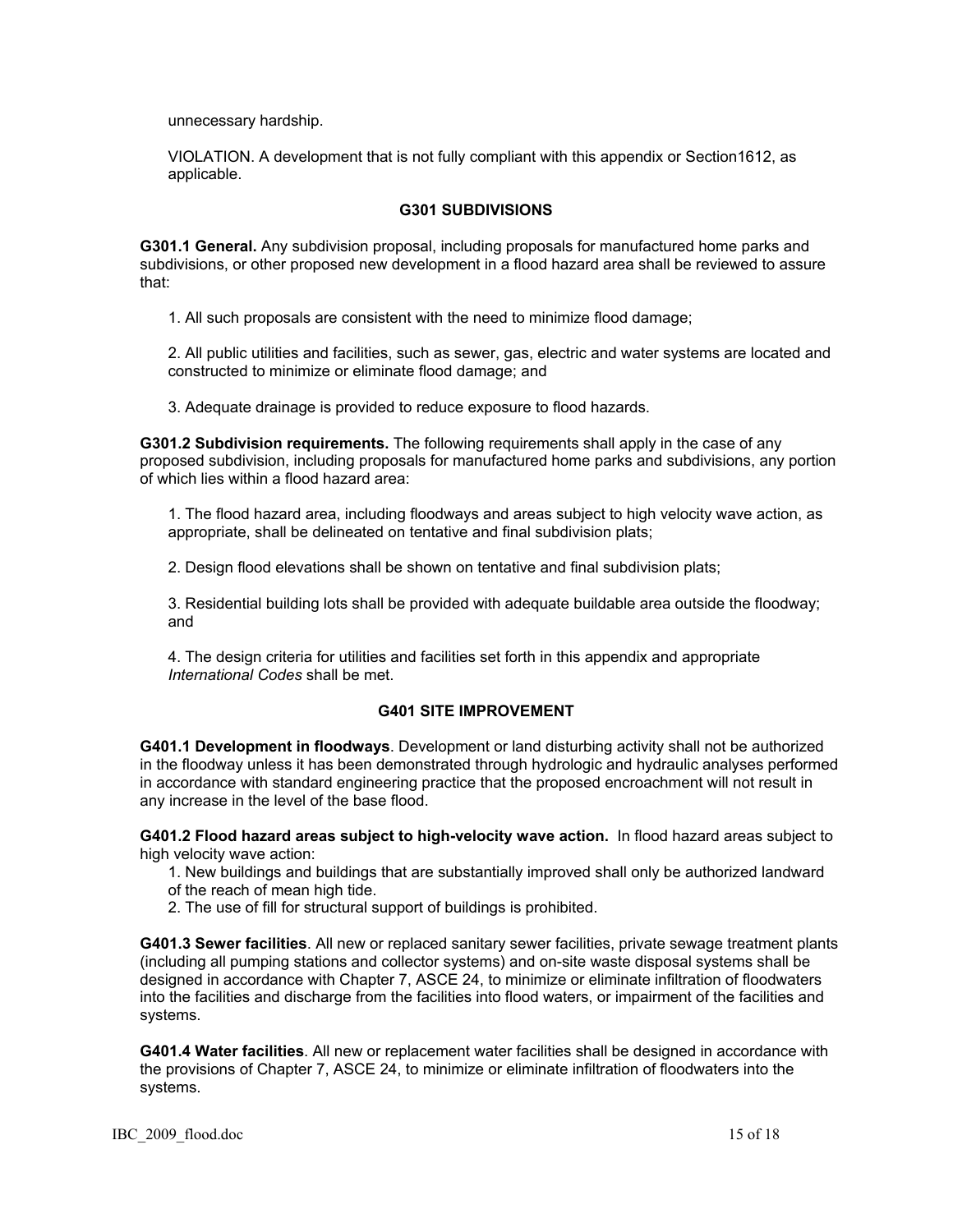unnecessary hardship.

VIOLATION. A development that is not fully compliant with this appendix or Section1612, as applicable.

### G301 SUBDIVISIONS

**G301.1 General.** Any subdivision proposal, including proposals for manufactured home parks and subdivisions, or other proposed new development in a flood hazard area shall be reviewed to assure that:

1. All such proposals are consistent with the need to minimize flood damage;

2. All public utilities and facilities, such as sewer, gas, electric and water systems are located and constructed to minimize or eliminate flood damage; and

3. Adequate drainage is provided to reduce exposure to flood hazards.

**G301.2 Subdivision requirements.** The following requirements shall apply in the case of any proposed subdivision, including proposals for manufactured home parks and subdivisions, any portion of which lies within a flood hazard area:

1. The flood hazard area, including floodways and areas subject to high velocity wave action, as appropriate, shall be delineated on tentative and final subdivision plats;

2. Design flood elevations shall be shown on tentative and final subdivision plats;

3. Residential building lots shall be provided with adequate buildable area outside the floodway; and

4. The design criteria for utilities and facilities set forth in this appendix and appropriate *International Codes* shall be met.

### G401 SITE IMPROVEMENT

**G401.1 Development in floodways**. Development or land disturbing activity shall not be authorized in the floodway unless it has been demonstrated through hydrologic and hydraulic analyses performed in accordance with standard engineering practice that the proposed encroachment will not result in any increase in the level of the base flood.

**G401.2 Flood hazard areas subject to high-velocity wave action.** In flood hazard areas subject to high velocity wave action:

1. New buildings and buildings that are substantially improved shall only be authorized landward of the reach of mean high tide.
2. The use of fill for structural support of buildings is prohibited.

**G401.3 Sewer facilities**. All new or replaced sanitary sewer facilities, private sewage treatment plants (including all pumping stations and collector systems) and on-site waste disposal systems shall be designed in accordance with Chapter 7, ASCE 24, to minimize or eliminate infiltration of floodwaters into the facilities and discharge from the facilities into flood waters, or impairment of the facilities and systems.

**G401.4 Water facilities**. All new or replacement water facilities shall be designed in accordance with the provisions of Chapter 7, ASCE 24, to minimize or eliminate infiltration of floodwaters into the systems.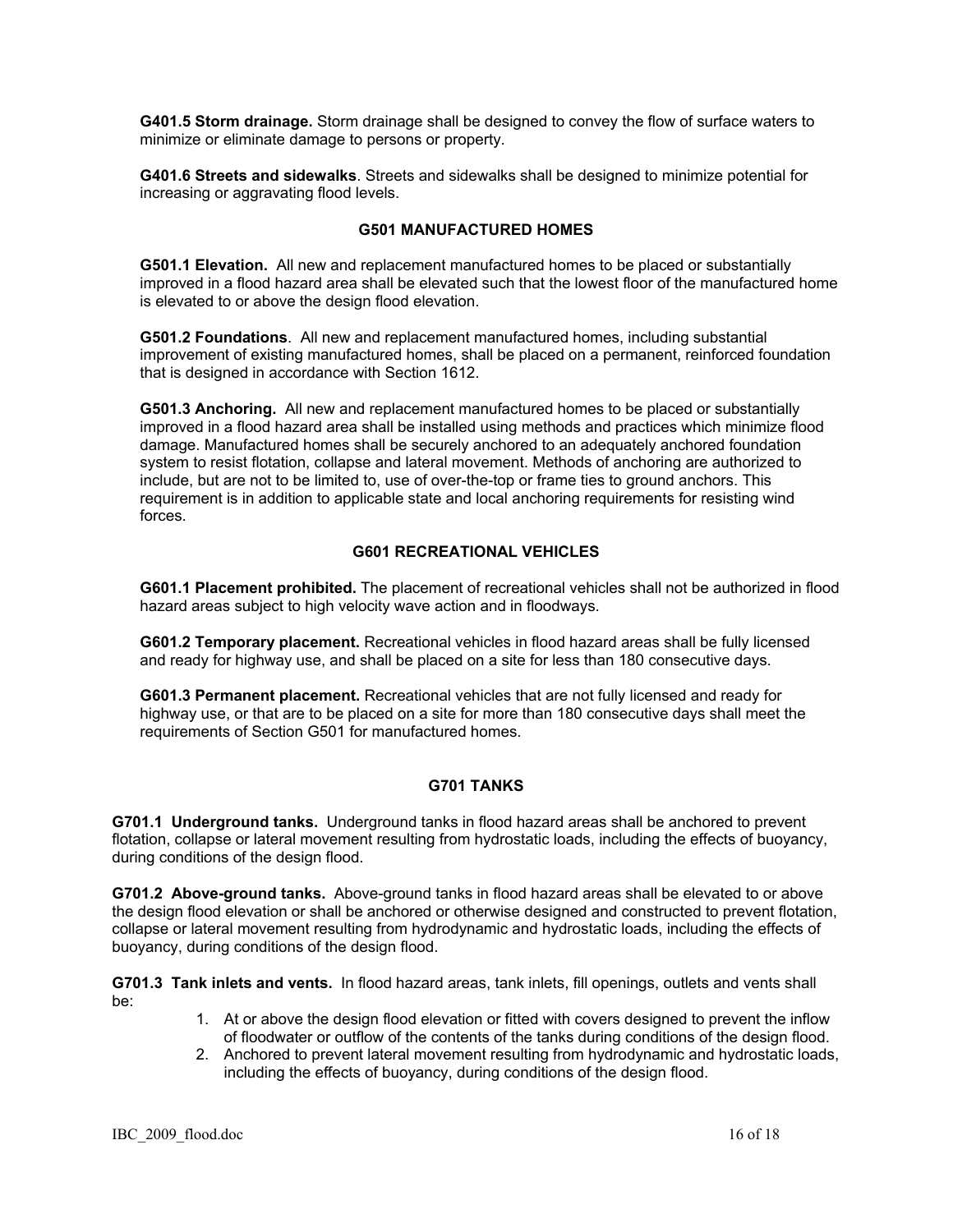**G401.5 Storm drainage.** Storm drainage shall be designed to convey the flow of surface waters to minimize or eliminate damage to persons or property.

**G401.6 Streets and sidewalks**. Streets and sidewalks shall be designed to minimize potential for increasing or aggravating flood levels.

## G501 MANUFACTURED HOMES

**G501.1 Elevation.** All new and replacement manufactured homes to be placed or substantially improved in a flood hazard area shall be elevated such that the lowest floor of the manufactured home is elevated to or above the design flood elevation.

**G501.2 Foundations**. All new and replacement manufactured homes, including substantial improvement of existing manufactured homes, shall be placed on a permanent, reinforced foundation that is designed in accordance with Section 1612.

**G501.3 Anchoring.** All new and replacement manufactured homes to be placed or substantially improved in a flood hazard area shall be installed using methods and practices which minimize flood damage. Manufactured homes shall be securely anchored to an adequately anchored foundation system to resist flotation, collapse and lateral movement. Methods of anchoring are authorized to include, but are not to be limited to, use of over-the-top or frame ties to ground anchors. This requirement is in addition to applicable state and local anchoring requirements for resisting wind forces.

## G601 RECREATIONAL VEHICLES

**G601.1 Placement prohibited.** The placement of recreational vehicles shall not be authorized in flood hazard areas subject to high velocity wave action and in floodways.

**G601.2 Temporary placement.** Recreational vehicles in flood hazard areas shall be fully licensed and ready for highway use, and shall be placed on a site for less than 180 consecutive days.

**G601.3 Permanent placement.** Recreational vehicles that are not fully licensed and ready for highway use, or that are to be placed on a site for more than 180 consecutive days shall meet the requirements of Section G501 for manufactured homes.

## G701 TANKS

**G701.1 Underground tanks.** Underground tanks in flood hazard areas shall be anchored to prevent flotation, collapse or lateral movement resulting from hydrostatic loads, including the effects of buoyancy, during conditions of the design flood.

**G701.2 Above-ground tanks.** Above-ground tanks in flood hazard areas shall be elevated to or above the design flood elevation or shall be anchored or otherwise designed and constructed to prevent flotation, collapse or lateral movement resulting from hydrodynamic and hydrostatic loads, including the effects of buoyancy, during conditions of the design flood.

**G701.3 Tank inlets and vents.** In flood hazard areas, tank inlets, fill openings, outlets and vents shall be:

1. At or above the design flood elevation or fitted with covers designed to prevent the inflow of floodwater or outflow of the contents of the tanks during conditions of the design flood.
2. Anchored to prevent lateral movement resulting from hydrodynamic and hydrostatic loads, including the effects of buoyancy, during conditions of the design flood.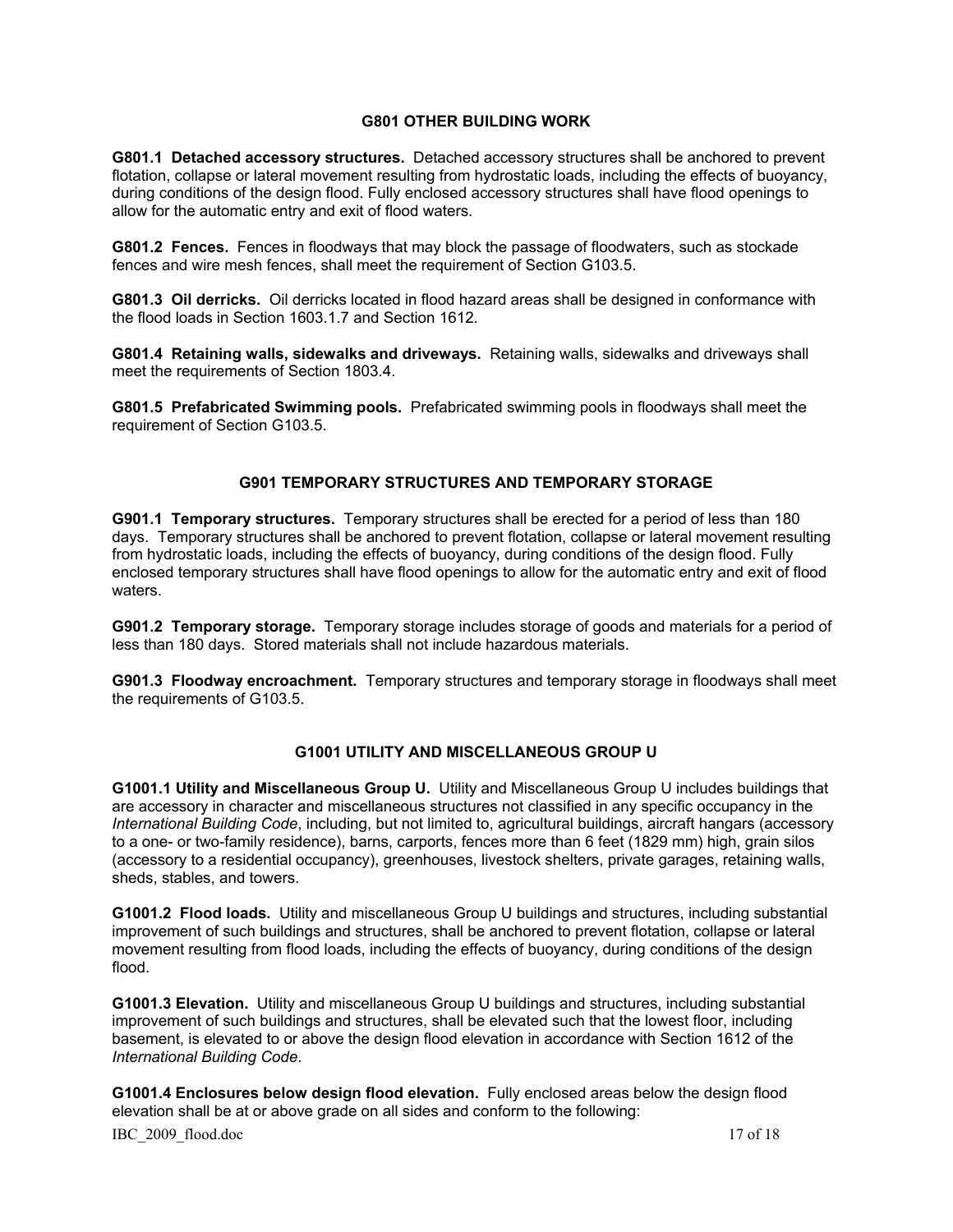## G801 OTHER BUILDING WORK

**G801.1 Detached accessory structures.** Detached accessory structures shall be anchored to prevent flotation, collapse or lateral movement resulting from hydrostatic loads, including the effects of buoyancy, during conditions of the design flood. Fully enclosed accessory structures shall have flood openings to allow for the automatic entry and exit of flood waters.

**G801.2 Fences.** Fences in floodways that may block the passage of floodwaters, such as stockade fences and wire mesh fences, shall meet the requirement of Section G103.5.

**G801.3 Oil derricks.** Oil derricks located in flood hazard areas shall be designed in conformance with the flood loads in Section 1603.1.7 and Section 1612.

**G801.4 Retaining walls, sidewalks and driveways.** Retaining walls, sidewalks and driveways shall meet the requirements of Section 1803.4.

**G801.5 Prefabricated Swimming pools.** Prefabricated swimming pools in floodways shall meet the requirement of Section G103.5.

## G901 TEMPORARY STRUCTURES AND TEMPORARY STORAGE

**G901.1 Temporary structures.** Temporary structures shall be erected for a period of less than 180 days. Temporary structures shall be anchored to prevent flotation, collapse or lateral movement resulting from hydrostatic loads, including the effects of buoyancy, during conditions of the design flood. Fully enclosed temporary structures shall have flood openings to allow for the automatic entry and exit of flood waters.

**G901.2 Temporary storage.** Temporary storage includes storage of goods and materials for a period of less than 180 days. Stored materials shall not include hazardous materials.

**G901.3 Floodway encroachment.** Temporary structures and temporary storage in floodways shall meet the requirements of G103.5.

## G1001 UTILITY AND MISCELLANEOUS GROUP U

**G1001.1 Utility and Miscellaneous Group U.** Utility and Miscellaneous Group U includes buildings that are accessory in character and miscellaneous structures not classified in any specific occupancy in the *International Building Code*, including, but not limited to, agricultural buildings, aircraft hangars (accessory to a one- or two-family residence), barns, carports, fences more than 6 feet (1829 mm) high, grain silos (accessory to a residential occupancy), greenhouses, livestock shelters, private garages, retaining walls, sheds, stables, and towers.

**G1001.2 Flood loads.** Utility and miscellaneous Group U buildings and structures, including substantial improvement of such buildings and structures, shall be anchored to prevent flotation, collapse or lateral movement resulting from flood loads, including the effects of buoyancy, during conditions of the design flood.

**G1001.3 Elevation.** Utility and miscellaneous Group U buildings and structures, including substantial improvement of such buildings and structures, shall be elevated such that the lowest floor, including basement, is elevated to or above the design flood elevation in accordance with Section 1612 of the *International Building Code*.

**G1001.4 Enclosures below design flood elevation.** Fully enclosed areas below the design flood elevation shall be at or above grade on all sides and conform to the following: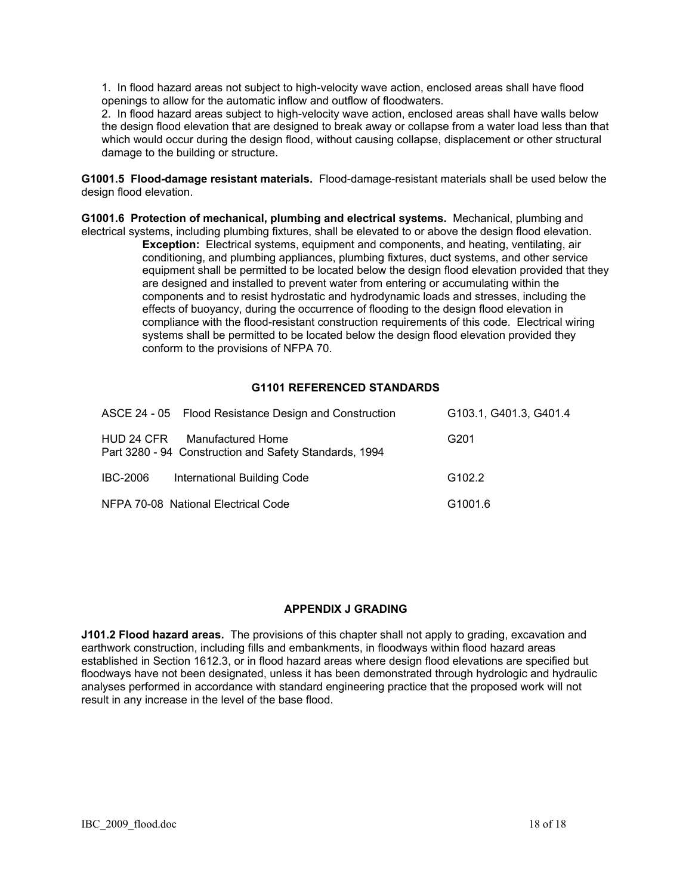1. In flood hazard areas not subject to high-velocity wave action, enclosed areas shall have flood openings to allow for the automatic inflow and outflow of floodwaters.
2. In flood hazard areas subject to high-velocity wave action, enclosed areas shall have walls below the design flood elevation that are designed to break away or collapse from a water load less than that which would occur during the design flood, without causing collapse, displacement or other structural damage to the building or structure.

**G1001.5 Flood-damage resistant materials.** Flood-damage-resistant materials shall be used below the design flood elevation.

**G1001.6 Protection of mechanical, plumbing and electrical systems.** Mechanical, plumbing and electrical systems, including plumbing fixtures, shall be elevated to or above the design flood elevation.

> **Exception:** Electrical systems, equipment and components, and heating, ventilating, air conditioning, and plumbing appliances, plumbing fixtures, duct systems, and other service equipment shall be permitted to be located below the design flood elevation provided that they are designed and installed to prevent water from entering or accumulating within the components and to resist hydrostatic and hydrodynamic loads and stresses, including the effects of buoyancy, during the occurrence of flooding to the design flood elevation in compliance with the flood-resistant construction requirements of this code. Electrical wiring systems shall be permitted to be located below the design flood elevation provided they conform to the provisions of NFPA 70.

## G1101 REFERENCED STANDARDS

| Standard | Title | Referenced in |
|---|---|---|
| ASCE 24 - 05 | Flood Resistance Design and Construction | G103.1, G401.3, G401.4 |
| HUD 24 CFR Part 3280 - 94 | Manufactured Home Construction and Safety Standards, 1994 | G201 |
| IBC-2006 | International Building Code | G102.2 |
| NFPA 70-08 | National Electrical Code | G1001.6 |

## APPENDIX J GRADING

**J101.2 Flood hazard areas.** The provisions of this chapter shall not apply to grading, excavation and earthwork construction, including fills and embankments, in floodways within flood hazard areas established in Section 1612.3, or in flood hazard areas where design flood elevations are specified but floodways have not been designated, unless it has been demonstrated through hydrologic and hydraulic analyses performed in accordance with standard engineering practice that the proposed work will not result in any increase in the level of the base flood.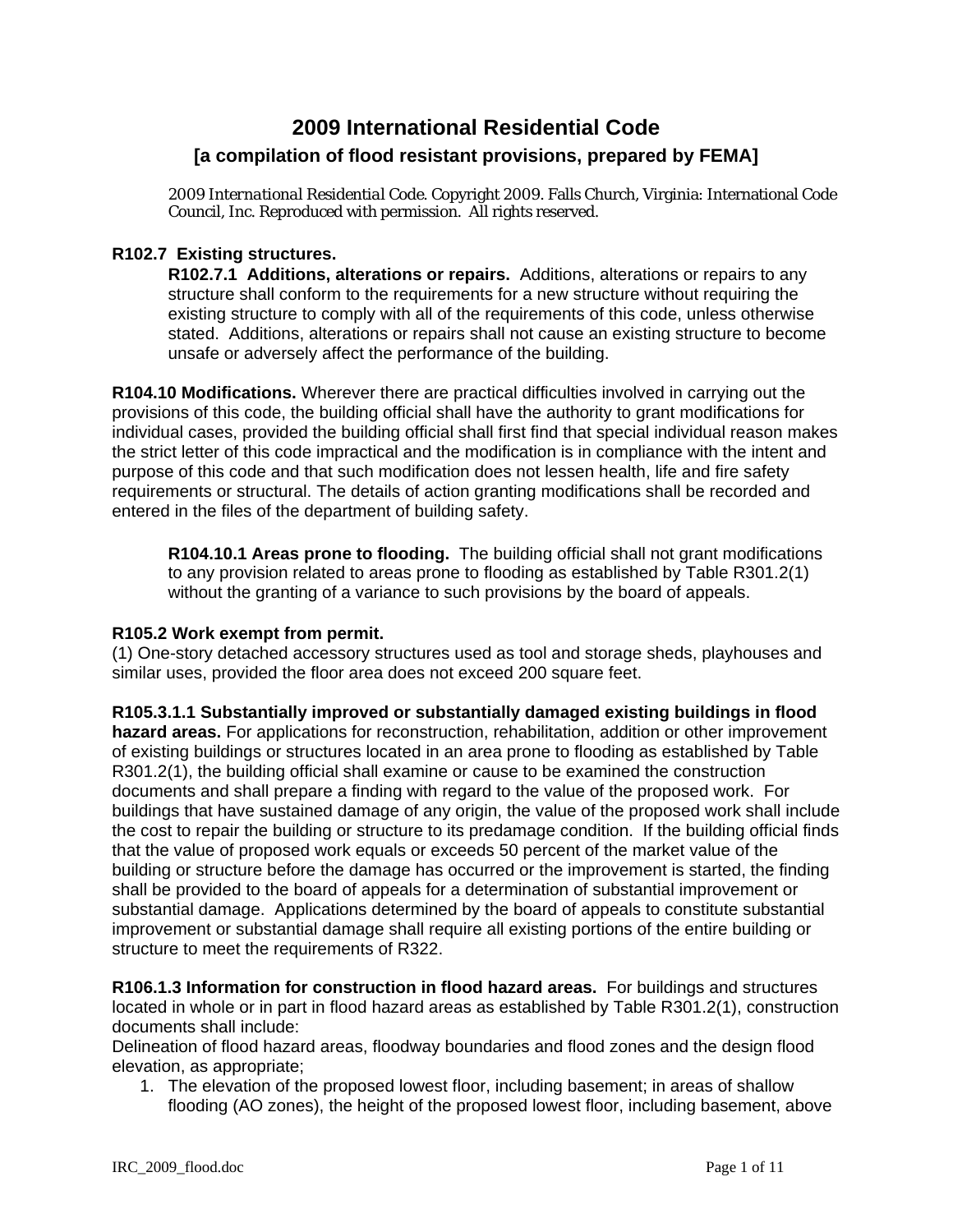# 2009 International Residential Code

## [a compilation of flood resistant provisions, prepared by FEMA]

*2009 International Residential Code. Copyright 2009. Falls Church, Virginia: International Code Council, Inc. Reproduced with permission. All rights reserved.*

**R102.7 Existing structures.**

**R102.7.1 Additions, alterations or repairs.** Additions, alterations or repairs to any structure shall conform to the requirements for a new structure without requiring the existing structure to comply with all of the requirements of this code, unless otherwise stated. Additions, alterations or repairs shall not cause an existing structure to become unsafe or adversely affect the performance of the building.

**R104.10 Modifications.** Wherever there are practical difficulties involved in carrying out the provisions of this code, the building official shall have the authority to grant modifications for individual cases, provided the building official shall first find that special individual reason makes the strict letter of this code impractical and the modification is in compliance with the intent and purpose of this code and that such modification does not lessen health, life and fire safety requirements or structural. The details of action granting modifications shall be recorded and entered in the files of the department of building safety.

**R104.10.1 Areas prone to flooding.** The building official shall not grant modifications to any provision related to areas prone to flooding as established by Table R301.2(1) without the granting of a variance to such provisions by the board of appeals.

**R105.2 Work exempt from permit.**
(1) One-story detached accessory structures used as tool and storage sheds, playhouses and similar uses, provided the floor area does not exceed 200 square feet.

**R105.3.1.1 Substantially improved or substantially damaged existing buildings in flood hazard areas.** For applications for reconstruction, rehabilitation, addition or other improvement of existing buildings or structures located in an area prone to flooding as established by Table R301.2(1), the building official shall examine or cause to be examined the construction documents and shall prepare a finding with regard to the value of the proposed work. For buildings that have sustained damage of any origin, the value of the proposed work shall include the cost to repair the building or structure to its predamage condition. If the building official finds that the value of proposed work equals or exceeds 50 percent of the market value of the building or structure before the damage has occurred or the improvement is started, the finding shall be provided to the board of appeals for a determination of substantial improvement or substantial damage. Applications determined by the board of appeals to constitute substantial improvement or substantial damage shall require all existing portions of the entire building or structure to meet the requirements of R322.

**R106.1.3 Information for construction in flood hazard areas.** For buildings and structures located in whole or in part in flood hazard areas as established by Table R301.2(1), construction documents shall include:
Delineation of flood hazard areas, floodway boundaries and flood zones and the design flood elevation, as appropriate;

1. The elevation of the proposed lowest floor, including basement; in areas of shallow flooding (AO zones), the height of the proposed lowest floor, including basement, above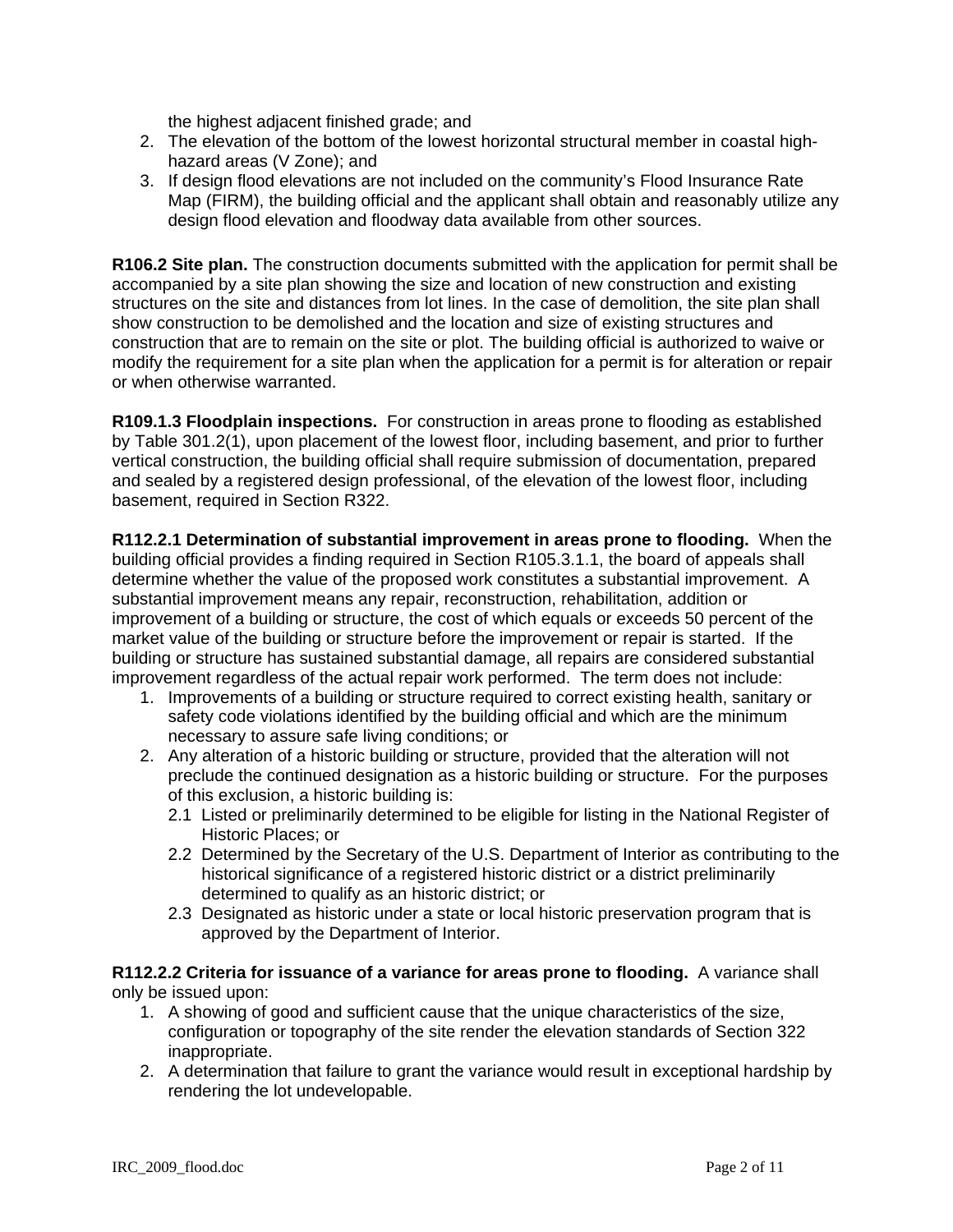the highest adjacent finished grade; and

2. The elevation of the bottom of the lowest horizontal structural member in coastal high-hazard areas (V Zone); and
3. If design flood elevations are not included on the community's Flood Insurance Rate Map (FIRM), the building official and the applicant shall obtain and reasonably utilize any design flood elevation and floodway data available from other sources.

**R106.2 Site plan.** The construction documents submitted with the application for permit shall be accompanied by a site plan showing the size and location of new construction and existing structures on the site and distances from lot lines. In the case of demolition, the site plan shall show construction to be demolished and the location and size of existing structures and construction that are to remain on the site or plot. The building official is authorized to waive or modify the requirement for a site plan when the application for a permit is for alteration or repair or when otherwise warranted.

**R109.1.3 Floodplain inspections.** For construction in areas prone to flooding as established by Table 301.2(1), upon placement of the lowest floor, including basement, and prior to further vertical construction, the building official shall require submission of documentation, prepared and sealed by a registered design professional, of the elevation of the lowest floor, including basement, required in Section R322.

**R112.2.1 Determination of substantial improvement in areas prone to flooding.** When the building official provides a finding required in Section R105.3.1.1, the board of appeals shall determine whether the value of the proposed work constitutes a substantial improvement. A substantial improvement means any repair, reconstruction, rehabilitation, addition or improvement of a building or structure, the cost of which equals or exceeds 50 percent of the market value of the building or structure before the improvement or repair is started. If the building or structure has sustained substantial damage, all repairs are considered substantial improvement regardless of the actual repair work performed. The term does not include:

1. Improvements of a building or structure required to correct existing health, sanitary or safety code violations identified by the building official and which are the minimum necessary to assure safe living conditions; or
2. Any alteration of a historic building or structure, provided that the alteration will not preclude the continued designation as a historic building or structure. For the purposes of this exclusion, a historic building is:
   - 2.1 Listed or preliminarily determined to be eligible for listing in the National Register of Historic Places; or
   - 2.2 Determined by the Secretary of the U.S. Department of Interior as contributing to the historical significance of a registered historic district or a district preliminarily determined to qualify as an historic district; or
   - 2.3 Designated as historic under a state or local historic preservation program that is approved by the Department of Interior.

**R112.2.2 Criteria for issuance of a variance for areas prone to flooding.** A variance shall only be issued upon:

1. A showing of good and sufficient cause that the unique characteristics of the size, configuration or topography of the site render the elevation standards of Section 322 inappropriate.
2. A determination that failure to grant the variance would result in exceptional hardship by rendering the lot undevelopable.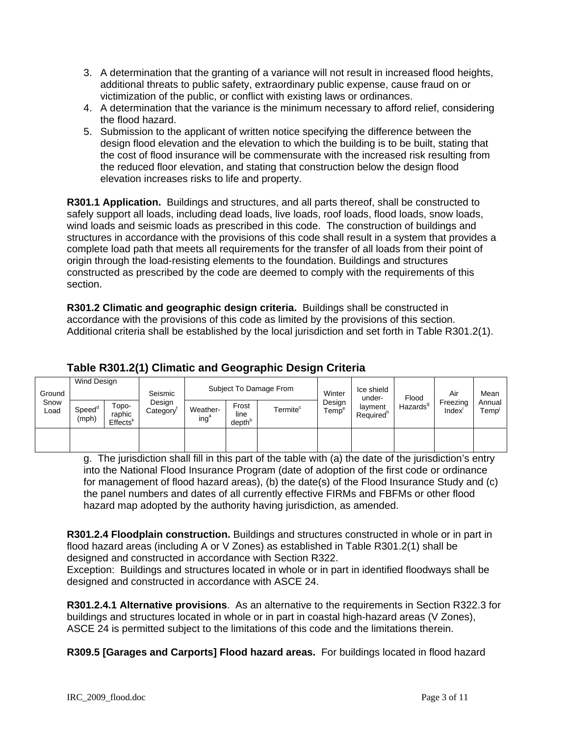3. A determination that the granting of a variance will not result in increased flood heights, additional threats to public safety, extraordinary public expense, cause fraud on or victimization of the public, or conflict with existing laws or ordinances.
4. A determination that the variance is the minimum necessary to afford relief, considering the flood hazard.
5. Submission to the applicant of written notice specifying the difference between the design flood elevation and the elevation to which the building is to be built, stating that the cost of flood insurance will be commensurate with the increased risk resulting from the reduced floor elevation, and stating that construction below the design flood elevation increases risks to life and property.

**R301.1 Application.** Buildings and structures, and all parts thereof, shall be constructed to safely support all loads, including dead loads, live loads, roof loads, flood loads, snow loads, wind loads and seismic loads as prescribed in this code. The construction of buildings and structures in accordance with the provisions of this code shall result in a system that provides a complete load path that meets all requirements for the transfer of all loads from their point of origin through the load-resisting elements to the foundation. Buildings and structures constructed as prescribed by the code are deemed to comply with the requirements of this section.

**R301.2 Climatic and geographic design criteria.** Buildings shall be constructed in accordance with the provisions of this code as limited by the provisions of this section. Additional criteria shall be established by the local jurisdiction and set forth in Table R301.2(1).

## Table R301.2(1) Climatic and Geographic Design Criteria

| Ground Snow Load | Wind Design | | Seismic Design Category[f] | Subject To Damage From | | | Winter Design Temp[e] | Ice shield under-layment Required[h] | Flood Hazards[g] | Air Freezing Index[i] | Mean Annual Temp[j] |
|---|---|---|---|---|---|---|---|---|---|---|---|
| | Speed[d] (mph) | Topo-raphic Effects[k] | | Weather-ing[a] | Frost line depth[b] | Termite[c] | | | | | |
| | | | | | | | | | | | |

g. The jurisdiction shall fill in this part of the table with (a) the date of the jurisdiction's entry into the National Flood Insurance Program (date of adoption of the first code or ordinance for management of flood hazard areas), (b) the date(s) of the Flood Insurance Study and (c) the panel numbers and dates of all currently effective FIRMs and FBFMs or other flood hazard map adopted by the authority having jurisdiction, as amended.

**R301.2.4 Floodplain construction.** Buildings and structures constructed in whole or in part in flood hazard areas (including A or V Zones) as established in Table R301.2(1) shall be designed and constructed in accordance with Section R322.
Exception: Buildings and structures located in whole or in part in identified floodways shall be designed and constructed in accordance with ASCE 24.

**R301.2.4.1 Alternative provisions**. As an alternative to the requirements in Section R322.3 for buildings and structures located in whole or in part in coastal high-hazard areas (V Zones), ASCE 24 is permitted subject to the limitations of this code and the limitations therein.

**R309.5 [Garages and Carports] Flood hazard areas.** For buildings located in flood hazard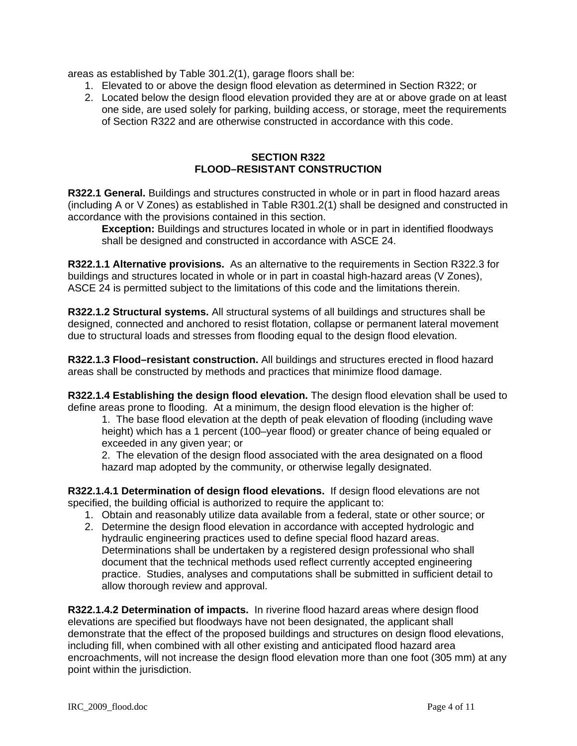areas as established by Table 301.2(1), garage floors shall be:

1. Elevated to or above the design flood elevation as determined in Section R322; or
2. Located below the design flood elevation provided they are at or above grade on at least one side, are used solely for parking, building access, or storage, meet the requirements of Section R322 and are otherwise constructed in accordance with this code.

## SECTION R322
## FLOOD–RESISTANT CONSTRUCTION

**R322.1 General.** Buildings and structures constructed in whole or in part in flood hazard areas (including A or V Zones) as established in Table R301.2(1) shall be designed and constructed in accordance with the provisions contained in this section.

> **Exception:** Buildings and structures located in whole or in part in identified floodways shall be designed and constructed in accordance with ASCE 24.

**R322.1.1 Alternative provisions.** As an alternative to the requirements in Section R322.3 for buildings and structures located in whole or in part in coastal high-hazard areas (V Zones), ASCE 24 is permitted subject to the limitations of this code and the limitations therein.

**R322.1.2 Structural systems.** All structural systems of all buildings and structures shall be designed, connected and anchored to resist flotation, collapse or permanent lateral movement due to structural loads and stresses from flooding equal to the design flood elevation.

**R322.1.3 Flood–resistant construction.** All buildings and structures erected in flood hazard areas shall be constructed by methods and practices that minimize flood damage.

**R322.1.4 Establishing the design flood elevation.** The design flood elevation shall be used to define areas prone to flooding. At a minimum, the design flood elevation is the higher of:

1. The base flood elevation at the depth of peak elevation of flooding (including wave height) which has a 1 percent (100–year flood) or greater chance of being equaled or exceeded in any given year; or
2. The elevation of the design flood associated with the area designated on a flood hazard map adopted by the community, or otherwise legally designated.

**R322.1.4.1 Determination of design flood elevations.** If design flood elevations are not specified, the building official is authorized to require the applicant to:

1. Obtain and reasonably utilize data available from a federal, state or other source; or
2. Determine the design flood elevation in accordance with accepted hydrologic and hydraulic engineering practices used to define special flood hazard areas. Determinations shall be undertaken by a registered design professional who shall document that the technical methods used reflect currently accepted engineering practice. Studies, analyses and computations shall be submitted in sufficient detail to allow thorough review and approval.

**R322.1.4.2 Determination of impacts.** In riverine flood hazard areas where design flood elevations are specified but floodways have not been designated, the applicant shall demonstrate that the effect of the proposed buildings and structures on design flood elevations, including fill, when combined with all other existing and anticipated flood hazard area encroachments, will not increase the design flood elevation more than one foot (305 mm) at any point within the jurisdiction.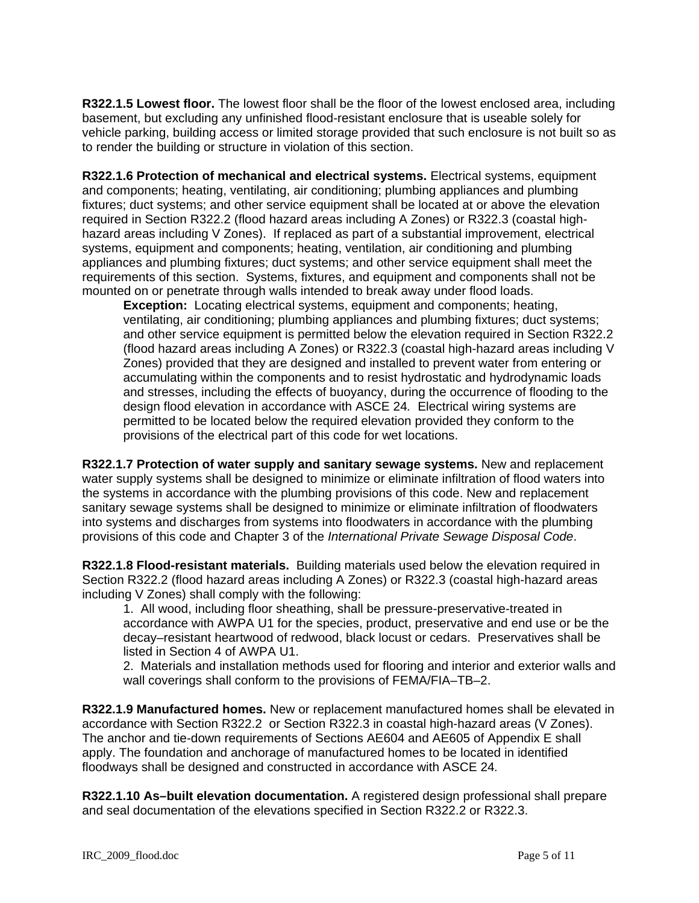**R322.1.5 Lowest floor.** The lowest floor shall be the floor of the lowest enclosed area, including basement, but excluding any unfinished flood-resistant enclosure that is useable solely for vehicle parking, building access or limited storage provided that such enclosure is not built so as to render the building or structure in violation of this section.

**R322.1.6 Protection of mechanical and electrical systems.** Electrical systems, equipment and components; heating, ventilating, air conditioning; plumbing appliances and plumbing fixtures; duct systems; and other service equipment shall be located at or above the elevation required in Section R322.2 (flood hazard areas including A Zones) or R322.3 (coastal high-hazard areas including V Zones). If replaced as part of a substantial improvement, electrical systems, equipment and components; heating, ventilation, air conditioning and plumbing appliances and plumbing fixtures; duct systems; and other service equipment shall meet the requirements of this section. Systems, fixtures, and equipment and components shall not be mounted on or penetrate through walls intended to break away under flood loads.

> **Exception:** Locating electrical systems, equipment and components; heating, ventilating, air conditioning; plumbing appliances and plumbing fixtures; duct systems; and other service equipment is permitted below the elevation required in Section R322.2 (flood hazard areas including A Zones) or R322.3 (coastal high-hazard areas including V Zones) provided that they are designed and installed to prevent water from entering or accumulating within the components and to resist hydrostatic and hydrodynamic loads and stresses, including the effects of buoyancy, during the occurrence of flooding to the design flood elevation in accordance with ASCE 24*.* Electrical wiring systems are permitted to be located below the required elevation provided they conform to the provisions of the electrical part of this code for wet locations.

**R322.1.7 Protection of water supply and sanitary sewage systems.** New and replacement water supply systems shall be designed to minimize or eliminate infiltration of flood waters into the systems in accordance with the plumbing provisions of this code. New and replacement sanitary sewage systems shall be designed to minimize or eliminate infiltration of floodwaters into systems and discharges from systems into floodwaters in accordance with the plumbing provisions of this code and Chapter 3 of the *International Private Sewage Disposal Code*.

**R322.1.8 Flood-resistant materials.** Building materials used below the elevation required in Section R322.2 (flood hazard areas including A Zones) or R322.3 (coastal high-hazard areas including V Zones) shall comply with the following:

1. All wood, including floor sheathing, shall be pressure-preservative-treated in accordance with AWPA U1 for the species, product, preservative and end use or be the decay–resistant heartwood of redwood, black locust or cedars. Preservatives shall be listed in Section 4 of AWPA U1.
2. Materials and installation methods used for flooring and interior and exterior walls and wall coverings shall conform to the provisions of FEMA/FIA–TB–2.

**R322.1.9 Manufactured homes.** New or replacement manufactured homes shall be elevated in accordance with Section R322.2 or Section R322.3 in coastal high-hazard areas (V Zones). The anchor and tie-down requirements of Sections AE604 and AE605 of Appendix E shall apply. The foundation and anchorage of manufactured homes to be located in identified floodways shall be designed and constructed in accordance with ASCE 24*.*

**R322.1.10 As–built elevation documentation.** A registered design professional shall prepare and seal documentation of the elevations specified in Section R322.2 or R322.3.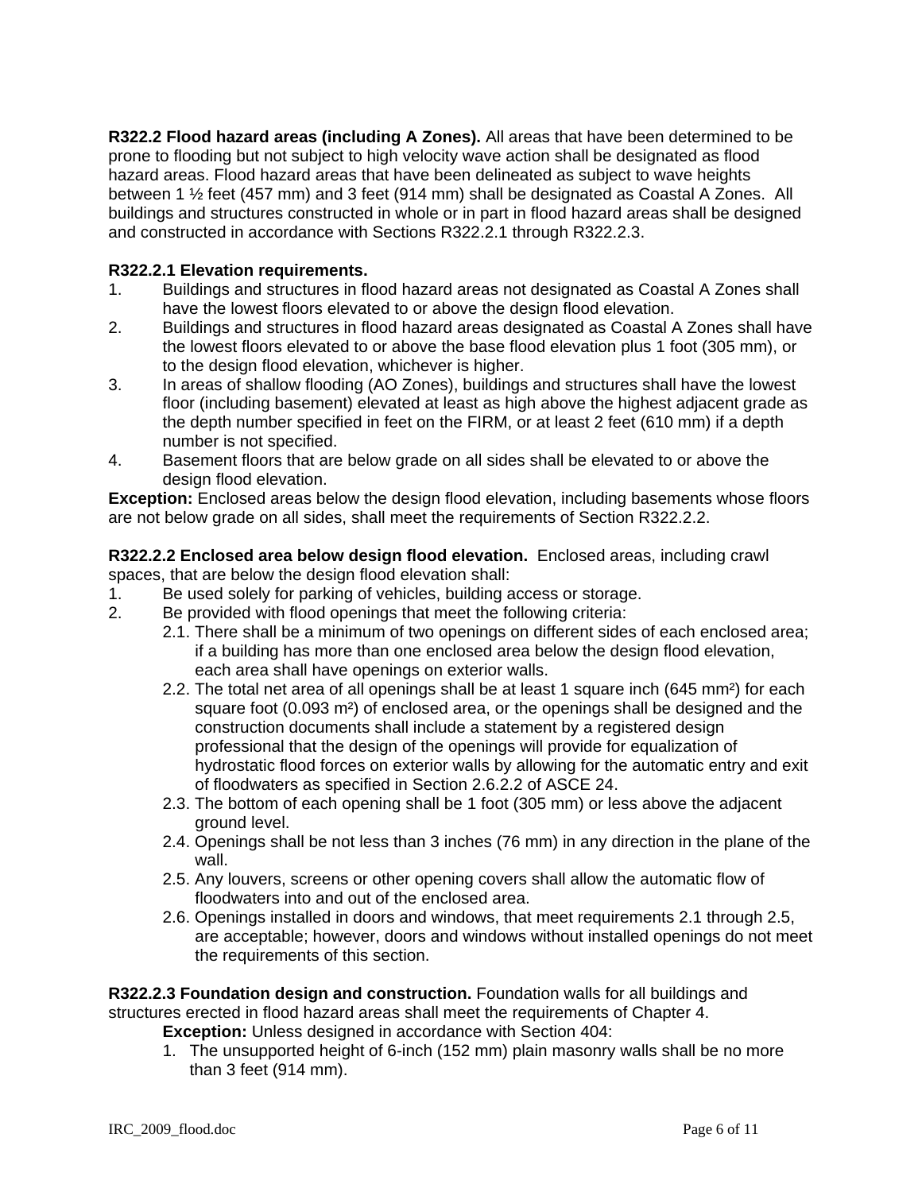**R322.2 Flood hazard areas (including A Zones).** All areas that have been determined to be prone to flooding but not subject to high velocity wave action shall be designated as flood hazard areas. Flood hazard areas that have been delineated as subject to wave heights between 1 ½ feet (457 mm) and 3 feet (914 mm) shall be designated as Coastal A Zones. All buildings and structures constructed in whole or in part in flood hazard areas shall be designed and constructed in accordance with Sections R322.2.1 through R322.2.3.

**R322.2.1 Elevation requirements.**

1. Buildings and structures in flood hazard areas not designated as Coastal A Zones shall have the lowest floors elevated to or above the design flood elevation.
2. Buildings and structures in flood hazard areas designated as Coastal A Zones shall have the lowest floors elevated to or above the base flood elevation plus 1 foot (305 mm), or to the design flood elevation, whichever is higher.
3. In areas of shallow flooding (AO Zones), buildings and structures shall have the lowest floor (including basement) elevated at least as high above the highest adjacent grade as the depth number specified in feet on the FIRM, or at least 2 feet (610 mm) if a depth number is not specified.
4. Basement floors that are below grade on all sides shall be elevated to or above the design flood elevation.

**Exception:** Enclosed areas below the design flood elevation, including basements whose floors are not below grade on all sides, shall meet the requirements of Section R322.2.2.

**R322.2.2 Enclosed area below design flood elevation.** Enclosed areas, including crawl spaces, that are below the design flood elevation shall:

1. Be used solely for parking of vehicles, building access or storage.
2. Be provided with flood openings that meet the following criteria:
   - 2.1. There shall be a minimum of two openings on different sides of each enclosed area; if a building has more than one enclosed area below the design flood elevation, each area shall have openings on exterior walls.
   - 2.2. The total net area of all openings shall be at least 1 square inch (645 mm²) for each square foot (0.093 m²) of enclosed area, or the openings shall be designed and the construction documents shall include a statement by a registered design professional that the design of the openings will provide for equalization of hydrostatic flood forces on exterior walls by allowing for the automatic entry and exit of floodwaters as specified in Section 2.6.2.2 of ASCE 24.
   - 2.3. The bottom of each opening shall be 1 foot (305 mm) or less above the adjacent ground level.
   - 2.4. Openings shall be not less than 3 inches (76 mm) in any direction in the plane of the wall.
   - 2.5. Any louvers, screens or other opening covers shall allow the automatic flow of floodwaters into and out of the enclosed area.
   - 2.6. Openings installed in doors and windows, that meet requirements 2.1 through 2.5, are acceptable; however, doors and windows without installed openings do not meet the requirements of this section.

**R322.2.3 Foundation design and construction.** Foundation walls for all buildings and structures erected in flood hazard areas shall meet the requirements of Chapter 4.

**Exception:** Unless designed in accordance with Section 404:

1. The unsupported height of 6-inch (152 mm) plain masonry walls shall be no more than 3 feet (914 mm).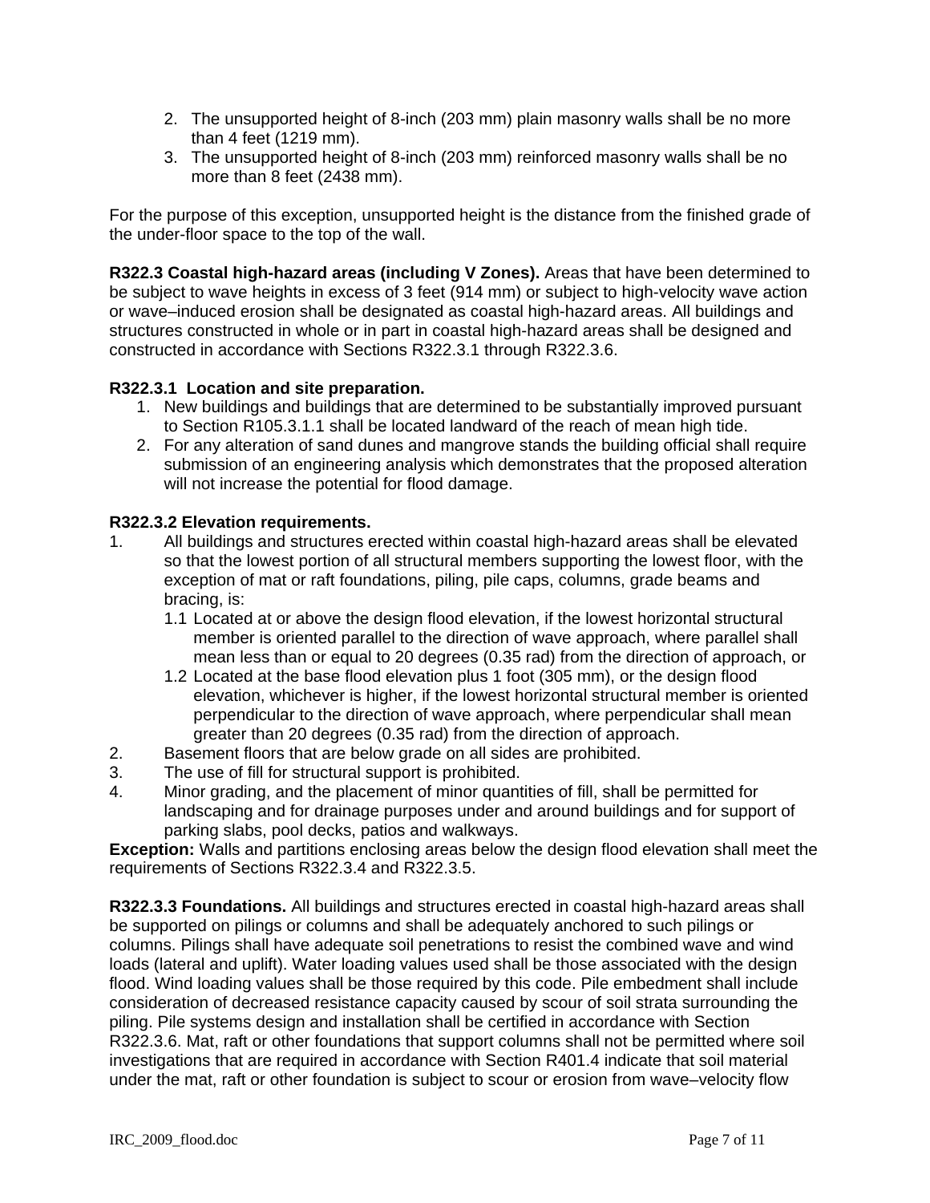2. The unsupported height of 8-inch (203 mm) plain masonry walls shall be no more than 4 feet (1219 mm).
3. The unsupported height of 8-inch (203 mm) reinforced masonry walls shall be no more than 8 feet (2438 mm).

For the purpose of this exception, unsupported height is the distance from the finished grade of the under-floor space to the top of the wall.

**R322.3 Coastal high-hazard areas (including V Zones).** Areas that have been determined to be subject to wave heights in excess of 3 feet (914 mm) or subject to high-velocity wave action or wave–induced erosion shall be designated as coastal high-hazard areas. All buildings and structures constructed in whole or in part in coastal high-hazard areas shall be designed and constructed in accordance with Sections R322.3.1 through R322.3.6.

**R322.3.1 Location and site preparation.**

1. New buildings and buildings that are determined to be substantially improved pursuant to Section R105.3.1.1 shall be located landward of the reach of mean high tide.
2. For any alteration of sand dunes and mangrove stands the building official shall require submission of an engineering analysis which demonstrates that the proposed alteration will not increase the potential for flood damage.

**R322.3.2 Elevation requirements.**

1. All buildings and structures erected within coastal high-hazard areas shall be elevated so that the lowest portion of all structural members supporting the lowest floor, with the exception of mat or raft foundations, piling, pile caps, columns, grade beams and bracing, is:
   - 1.1 Located at or above the design flood elevation, if the lowest horizontal structural member is oriented parallel to the direction of wave approach, where parallel shall mean less than or equal to 20 degrees (0.35 rad) from the direction of approach, or
   - 1.2 Located at the base flood elevation plus 1 foot (305 mm), or the design flood elevation, whichever is higher, if the lowest horizontal structural member is oriented perpendicular to the direction of wave approach, where perpendicular shall mean greater than 20 degrees (0.35 rad) from the direction of approach.
2. Basement floors that are below grade on all sides are prohibited.
3. The use of fill for structural support is prohibited.
4. Minor grading, and the placement of minor quantities of fill, shall be permitted for landscaping and for drainage purposes under and around buildings and for support of parking slabs, pool decks, patios and walkways.

**Exception:** Walls and partitions enclosing areas below the design flood elevation shall meet the requirements of Sections R322.3.4 and R322.3.5.

**R322.3.3 Foundations.** All buildings and structures erected in coastal high-hazard areas shall be supported on pilings or columns and shall be adequately anchored to such pilings or columns. Pilings shall have adequate soil penetrations to resist the combined wave and wind loads (lateral and uplift). Water loading values used shall be those associated with the design flood. Wind loading values shall be those required by this code. Pile embedment shall include consideration of decreased resistance capacity caused by scour of soil strata surrounding the piling. Pile systems design and installation shall be certified in accordance with Section R322.3.6. Mat, raft or other foundations that support columns shall not be permitted where soil investigations that are required in accordance with Section R401.4 indicate that soil material under the mat, raft or other foundation is subject to scour or erosion from wave–velocity flow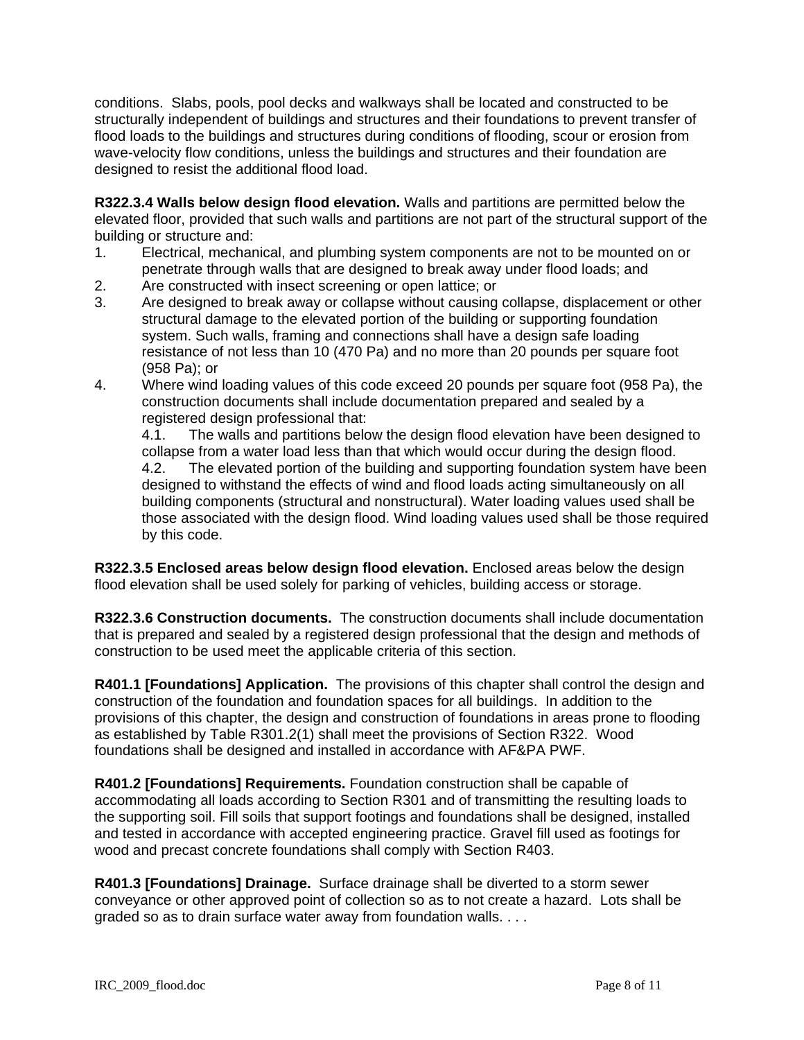conditions. Slabs, pools, pool decks and walkways shall be located and constructed to be structurally independent of buildings and structures and their foundations to prevent transfer of flood loads to the buildings and structures during conditions of flooding, scour or erosion from wave-velocity flow conditions, unless the buildings and structures and their foundation are designed to resist the additional flood load.

**R322.3.4 Walls below design flood elevation.** Walls and partitions are permitted below the elevated floor, provided that such walls and partitions are not part of the structural support of the building or structure and:

1. Electrical, mechanical, and plumbing system components are not to be mounted on or penetrate through walls that are designed to break away under flood loads; and
2. Are constructed with insect screening or open lattice; or
3. Are designed to break away or collapse without causing collapse, displacement or other structural damage to the elevated portion of the building or supporting foundation system. Such walls, framing and connections shall have a design safe loading resistance of not less than 10 (470 Pa) and no more than 20 pounds per square foot (958 Pa); or
4. Where wind loading values of this code exceed 20 pounds per square foot (958 Pa), the construction documents shall include documentation prepared and sealed by a registered design professional that:
   4.1. The walls and partitions below the design flood elevation have been designed to collapse from a water load less than that which would occur during the design flood.
   4.2. The elevated portion of the building and supporting foundation system have been designed to withstand the effects of wind and flood loads acting simultaneously on all building components (structural and nonstructural). Water loading values used shall be those associated with the design flood. Wind loading values used shall be those required by this code.

**R322.3.5 Enclosed areas below design flood elevation.** Enclosed areas below the design flood elevation shall be used solely for parking of vehicles, building access or storage.

**R322.3.6 Construction documents.** The construction documents shall include documentation that is prepared and sealed by a registered design professional that the design and methods of construction to be used meet the applicable criteria of this section.

**R401.1 [Foundations] Application.** The provisions of this chapter shall control the design and construction of the foundation and foundation spaces for all buildings. In addition to the provisions of this chapter, the design and construction of foundations in areas prone to flooding as established by Table R301.2(1) shall meet the provisions of Section R322. Wood foundations shall be designed and installed in accordance with AF&PA PWF.

**R401.2 [Foundations] Requirements.** Foundation construction shall be capable of accommodating all loads according to Section R301 and of transmitting the resulting loads to the supporting soil. Fill soils that support footings and foundations shall be designed, installed and tested in accordance with accepted engineering practice. Gravel fill used as footings for wood and precast concrete foundations shall comply with Section R403.

**R401.3 [Foundations] Drainage.** Surface drainage shall be diverted to a storm sewer conveyance or other approved point of collection so as to not create a hazard. Lots shall be graded so as to drain surface water away from foundation walls. . . .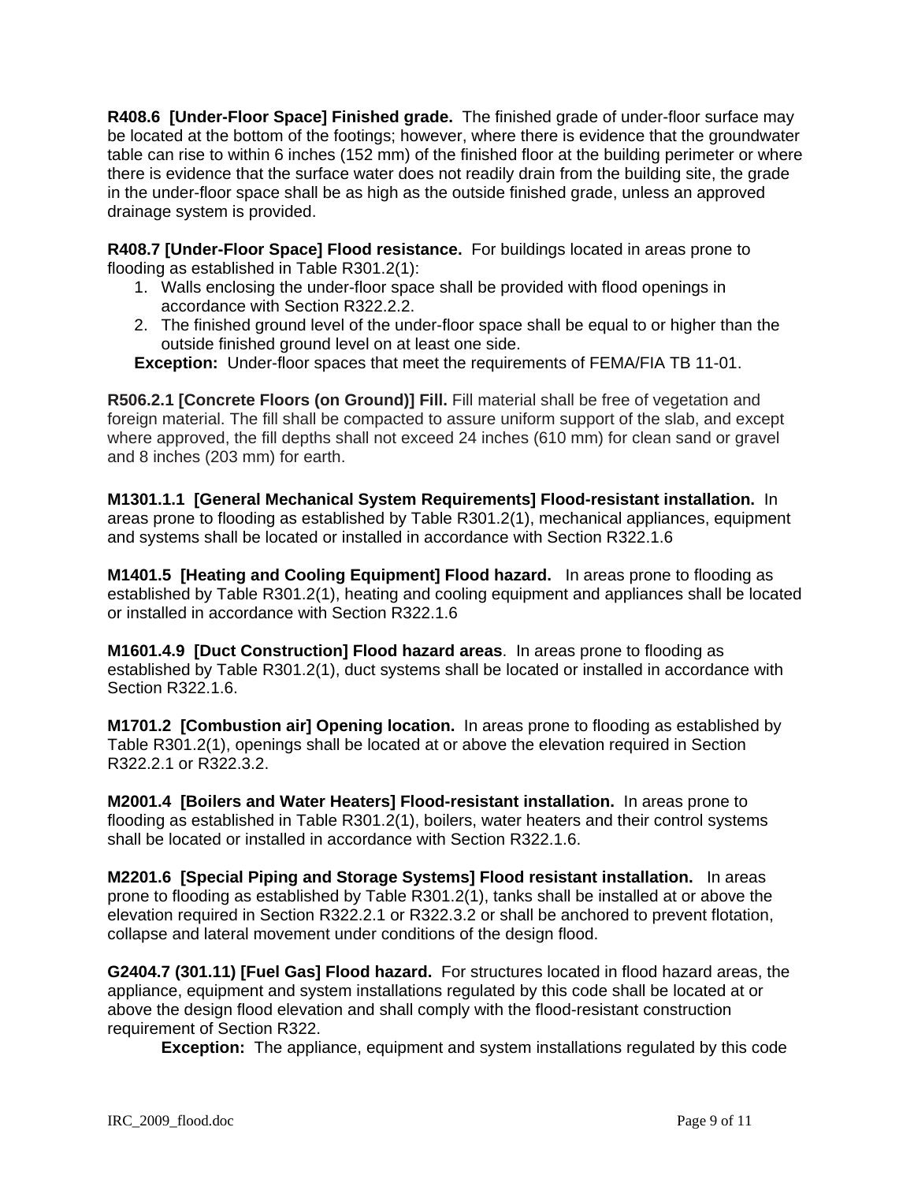**R408.6 [Under-Floor Space] Finished grade.** The finished grade of under-floor surface may be located at the bottom of the footings; however, where there is evidence that the groundwater table can rise to within 6 inches (152 mm) of the finished floor at the building perimeter or where there is evidence that the surface water does not readily drain from the building site, the grade in the under-floor space shall be as high as the outside finished grade, unless an approved drainage system is provided.

**R408.7 [Under-Floor Space] Flood resistance.** For buildings located in areas prone to flooding as established in Table R301.2(1):

1. Walls enclosing the under-floor space shall be provided with flood openings in accordance with Section R322.2.2.
2. The finished ground level of the under-floor space shall be equal to or higher than the outside finished ground level on at least one side.

**Exception:** Under-floor spaces that meet the requirements of FEMA/FIA TB 11-01.

**R506.2.1 [Concrete Floors (on Ground)] Fill.** Fill material shall be free of vegetation and foreign material. The fill shall be compacted to assure uniform support of the slab, and except where approved, the fill depths shall not exceed 24 inches (610 mm) for clean sand or gravel and 8 inches (203 mm) for earth.

**M1301.1.1 [General Mechanical System Requirements] Flood-resistant installation.** In areas prone to flooding as established by Table R301.2(1), mechanical appliances, equipment and systems shall be located or installed in accordance with Section R322.1.6

**M1401.5 [Heating and Cooling Equipment] Flood hazard.** In areas prone to flooding as established by Table R301.2(1), heating and cooling equipment and appliances shall be located or installed in accordance with Section R322.1.6

**M1601.4.9 [Duct Construction] Flood hazard areas**. In areas prone to flooding as established by Table R301.2(1), duct systems shall be located or installed in accordance with Section R322.1.6.

**M1701.2 [Combustion air] Opening location.** In areas prone to flooding as established by Table R301.2(1), openings shall be located at or above the elevation required in Section R322.2.1 or R322.3.2.

**M2001.4 [Boilers and Water Heaters] Flood-resistant installation.** In areas prone to flooding as established in Table R301.2(1), boilers, water heaters and their control systems shall be located or installed in accordance with Section R322.1.6.

**M2201.6 [Special Piping and Storage Systems] Flood resistant installation.** In areas prone to flooding as established by Table R301.2(1), tanks shall be installed at or above the elevation required in Section R322.2.1 or R322.3.2 or shall be anchored to prevent flotation, collapse and lateral movement under conditions of the design flood.

**G2404.7 (301.11) [Fuel Gas] Flood hazard.** For structures located in flood hazard areas, the appliance, equipment and system installations regulated by this code shall be located at or above the design flood elevation and shall comply with the flood-resistant construction requirement of Section R322.

**Exception:** The appliance, equipment and system installations regulated by this code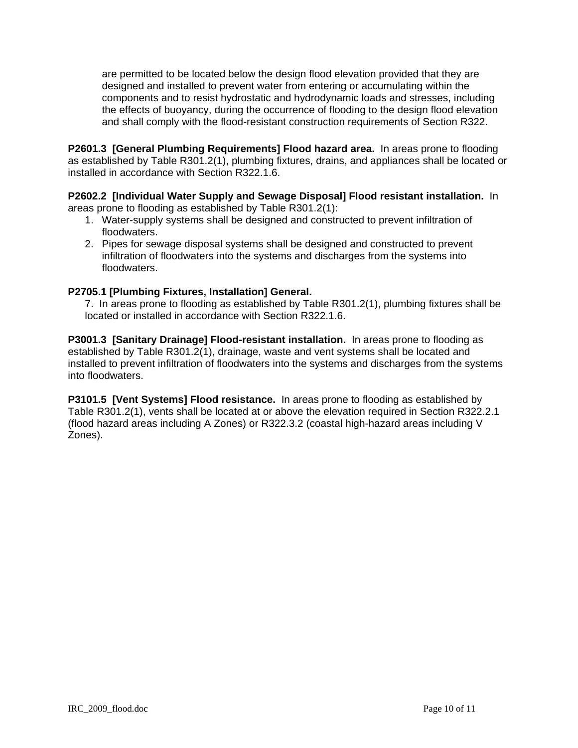are permitted to be located below the design flood elevation provided that they are designed and installed to prevent water from entering or accumulating within the components and to resist hydrostatic and hydrodynamic loads and stresses, including the effects of buoyancy, during the occurrence of flooding to the design flood elevation and shall comply with the flood-resistant construction requirements of Section R322.

**P2601.3 [General Plumbing Requirements] Flood hazard area.** In areas prone to flooding as established by Table R301.2(1), plumbing fixtures, drains, and appliances shall be located or installed in accordance with Section R322.1.6.

**P2602.2 [Individual Water Supply and Sewage Disposal] Flood resistant installation.** In areas prone to flooding as established by Table R301.2(1):

1. Water-supply systems shall be designed and constructed to prevent infiltration of floodwaters.
2. Pipes for sewage disposal systems shall be designed and constructed to prevent infiltration of floodwaters into the systems and discharges from the systems into floodwaters.

**P2705.1 [Plumbing Fixtures, Installation] General.**

7. In areas prone to flooding as established by Table R301.2(1), plumbing fixtures shall be located or installed in accordance with Section R322.1.6.

**P3001.3 [Sanitary Drainage] Flood-resistant installation.** In areas prone to flooding as established by Table R301.2(1), drainage, waste and vent systems shall be located and installed to prevent infiltration of floodwaters into the systems and discharges from the systems into floodwaters.

**P3101.5 [Vent Systems] Flood resistance.** In areas prone to flooding as established by Table R301.2(1), vents shall be located at or above the elevation required in Section R322.2.1 (flood hazard areas including A Zones) or R322.3.2 (coastal high-hazard areas including V Zones).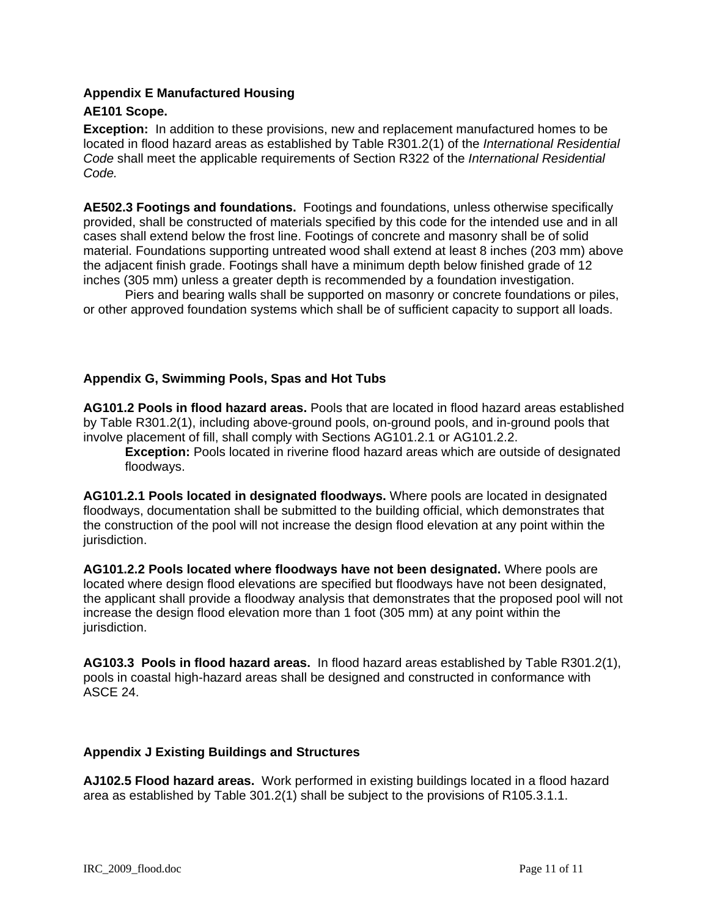**Appendix E Manufactured Housing**

**AE101 Scope.**

**Exception:** In addition to these provisions, new and replacement manufactured homes to be located in flood hazard areas as established by Table R301.2(1) of the *International Residential Code* shall meet the applicable requirements of Section R322 of the *International Residential Code.*

**AE502.3 Footings and foundations.** Footings and foundations, unless otherwise specifically provided, shall be constructed of materials specified by this code for the intended use and in all cases shall extend below the frost line. Footings of concrete and masonry shall be of solid material. Foundations supporting untreated wood shall extend at least 8 inches (203 mm) above the adjacent finish grade. Footings shall have a minimum depth below finished grade of 12 inches (305 mm) unless a greater depth is recommended by a foundation investigation.

Piers and bearing walls shall be supported on masonry or concrete foundations or piles, or other approved foundation systems which shall be of sufficient capacity to support all loads.

**Appendix G, Swimming Pools, Spas and Hot Tubs**

**AG101.2 Pools in flood hazard areas.** Pools that are located in flood hazard areas established by Table R301.2(1), including above-ground pools, on-ground pools, and in-ground pools that involve placement of fill, shall comply with Sections AG101.2.1 or AG101.2.2.

> **Exception:** Pools located in riverine flood hazard areas which are outside of designated floodways.

**AG101.2.1 Pools located in designated floodways.** Where pools are located in designated floodways, documentation shall be submitted to the building official, which demonstrates that the construction of the pool will not increase the design flood elevation at any point within the jurisdiction.

**AG101.2.2 Pools located where floodways have not been designated.** Where pools are located where design flood elevations are specified but floodways have not been designated, the applicant shall provide a floodway analysis that demonstrates that the proposed pool will not increase the design flood elevation more than 1 foot (305 mm) at any point within the jurisdiction.

**AG103.3 Pools in flood hazard areas.** In flood hazard areas established by Table R301.2(1), pools in coastal high-hazard areas shall be designed and constructed in conformance with ASCE 24.

**Appendix J Existing Buildings and Structures**

**AJ102.5 Flood hazard areas.** Work performed in existing buildings located in a flood hazard area as established by Table 301.2(1) shall be subject to the provisions of R105.3.1.1.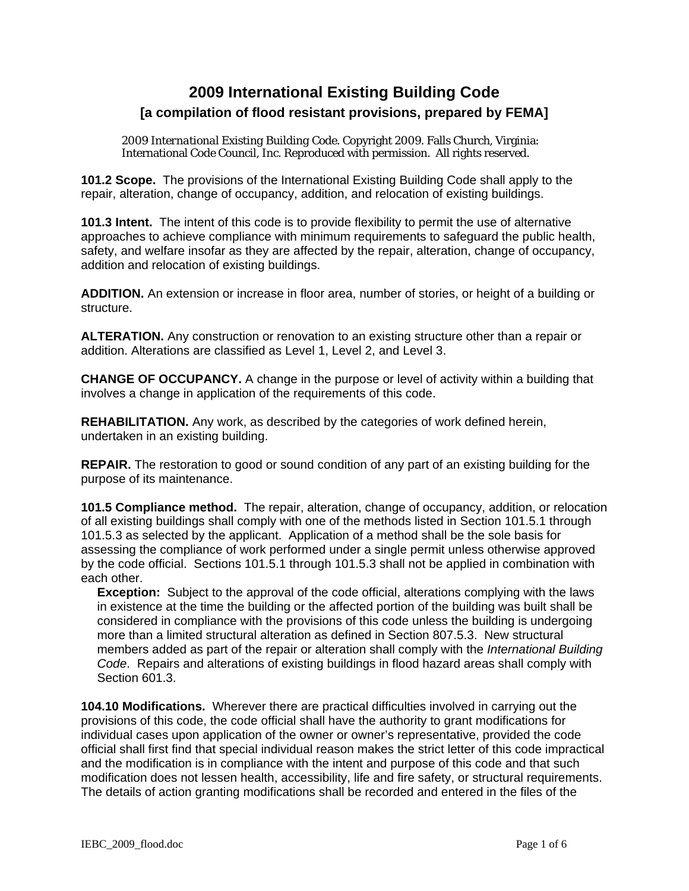# 2009 International Existing Building Code

## [a compilation of flood resistant provisions, prepared by FEMA]

> *2009 International Existing Building Code*. Copyright 2009. Falls Church, Virginia: International Code Council, Inc. Reproduced with permission. All rights reserved.

**101.2 Scope.** The provisions of the International Existing Building Code shall apply to the repair, alteration, change of occupancy, addition, and relocation of existing buildings.

**101.3 Intent.** The intent of this code is to provide flexibility to permit the use of alternative approaches to achieve compliance with minimum requirements to safeguard the public health, safety, and welfare insofar as they are affected by the repair, alteration, change of occupancy, addition and relocation of existing buildings.

**ADDITION.** An extension or increase in floor area, number of stories, or height of a building or structure.

**ALTERATION.** Any construction or renovation to an existing structure other than a repair or addition. Alterations are classified as Level 1, Level 2, and Level 3.

**CHANGE OF OCCUPANCY.** A change in the purpose or level of activity within a building that involves a change in application of the requirements of this code.

**REHABILITATION.** Any work, as described by the categories of work defined herein, undertaken in an existing building.

**REPAIR.** The restoration to good or sound condition of any part of an existing building for the purpose of its maintenance.

**101.5 Compliance method.** The repair, alteration, change of occupancy, addition, or relocation of all existing buildings shall comply with one of the methods listed in Section 101.5.1 through 101.5.3 as selected by the applicant. Application of a method shall be the sole basis for assessing the compliance of work performed under a single permit unless otherwise approved by the code official. Sections 101.5.1 through 101.5.3 shall not be applied in combination with each other.

> **Exception:** Subject to the approval of the code official, alterations complying with the laws in existence at the time the building or the affected portion of the building was built shall be considered in compliance with the provisions of this code unless the building is undergoing more than a limited structural alteration as defined in Section 807.5.3. New structural members added as part of the repair or alteration shall comply with the *International Building Code*. Repairs and alterations of existing buildings in flood hazard areas shall comply with Section 601.3.

**104.10 Modifications.** Wherever there are practical difficulties involved in carrying out the provisions of this code, the code official shall have the authority to grant modifications for individual cases upon application of the owner or owner's representative, provided the code official shall first find that special individual reason makes the strict letter of this code impractical and the modification is in compliance with the intent and purpose of this code and that such modification does not lessen health, accessibility, life and fire safety, or structural requirements. The details of action granting modifications shall be recorded and entered in the files of the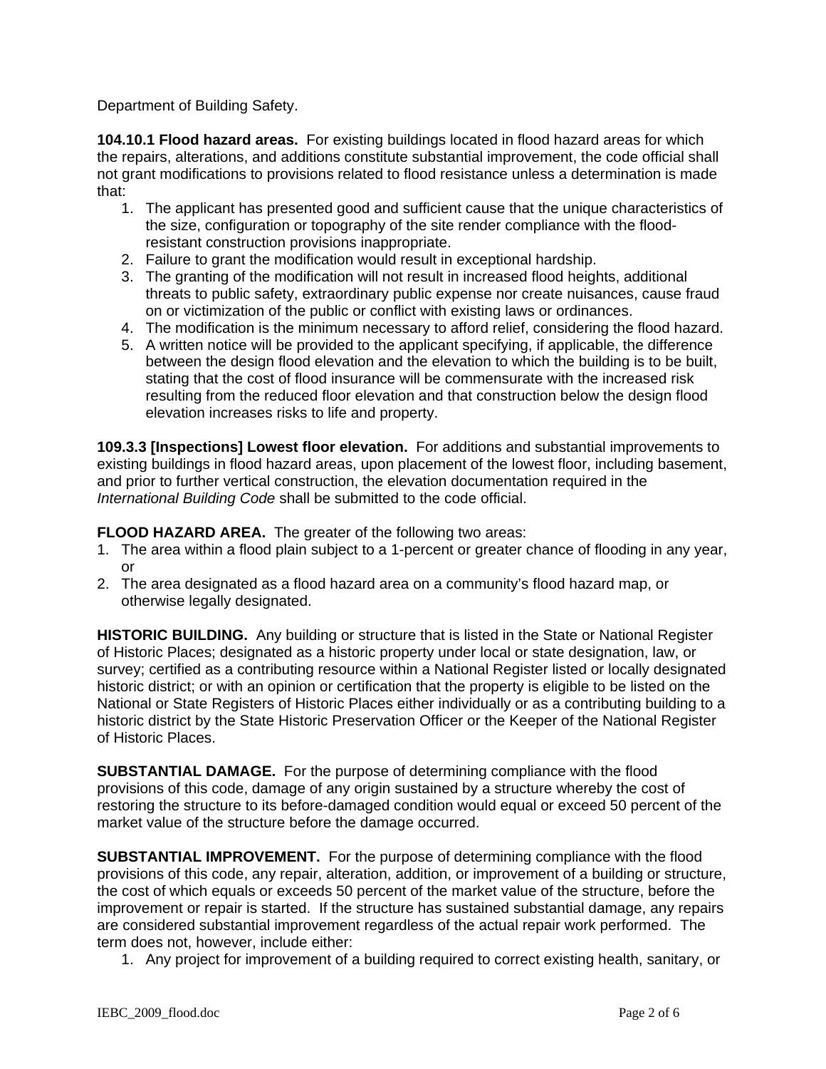Department of Building Safety.

**104.10.1 Flood hazard areas.** For existing buildings located in flood hazard areas for which the repairs, alterations, and additions constitute substantial improvement, the code official shall not grant modifications to provisions related to flood resistance unless a determination is made that:

1. The applicant has presented good and sufficient cause that the unique characteristics of the size, configuration or topography of the site render compliance with the flood-resistant construction provisions inappropriate.
2. Failure to grant the modification would result in exceptional hardship.
3. The granting of the modification will not result in increased flood heights, additional threats to public safety, extraordinary public expense nor create nuisances, cause fraud on or victimization of the public or conflict with existing laws or ordinances.
4. The modification is the minimum necessary to afford relief, considering the flood hazard.
5. A written notice will be provided to the applicant specifying, if applicable, the difference between the design flood elevation and the elevation to which the building is to be built, stating that the cost of flood insurance will be commensurate with the increased risk resulting from the reduced floor elevation and that construction below the design flood elevation increases risks to life and property.

**109.3.3 [Inspections] Lowest floor elevation.** For additions and substantial improvements to existing buildings in flood hazard areas, upon placement of the lowest floor, including basement, and prior to further vertical construction, the elevation documentation required in the *International Building Code* shall be submitted to the code official.

**FLOOD HAZARD AREA.** The greater of the following two areas:

1. The area within a flood plain subject to a 1-percent or greater chance of flooding in any year, or
2. The area designated as a flood hazard area on a community's flood hazard map, or otherwise legally designated.

**HISTORIC BUILDING.** Any building or structure that is listed in the State or National Register of Historic Places; designated as a historic property under local or state designation, law, or survey; certified as a contributing resource within a National Register listed or locally designated historic district; or with an opinion or certification that the property is eligible to be listed on the National or State Registers of Historic Places either individually or as a contributing building to a historic district by the State Historic Preservation Officer or the Keeper of the National Register of Historic Places.

**SUBSTANTIAL DAMAGE.** For the purpose of determining compliance with the flood provisions of this code, damage of any origin sustained by a structure whereby the cost of restoring the structure to its before-damaged condition would equal or exceed 50 percent of the market value of the structure before the damage occurred.

**SUBSTANTIAL IMPROVEMENT.** For the purpose of determining compliance with the flood provisions of this code, any repair, alteration, addition, or improvement of a building or structure, the cost of which equals or exceeds 50 percent of the market value of the structure, before the improvement or repair is started. If the structure has sustained substantial damage, any repairs are considered substantial improvement regardless of the actual repair work performed. The term does not, however, include either:

1. Any project for improvement of a building required to correct existing health, sanitary, or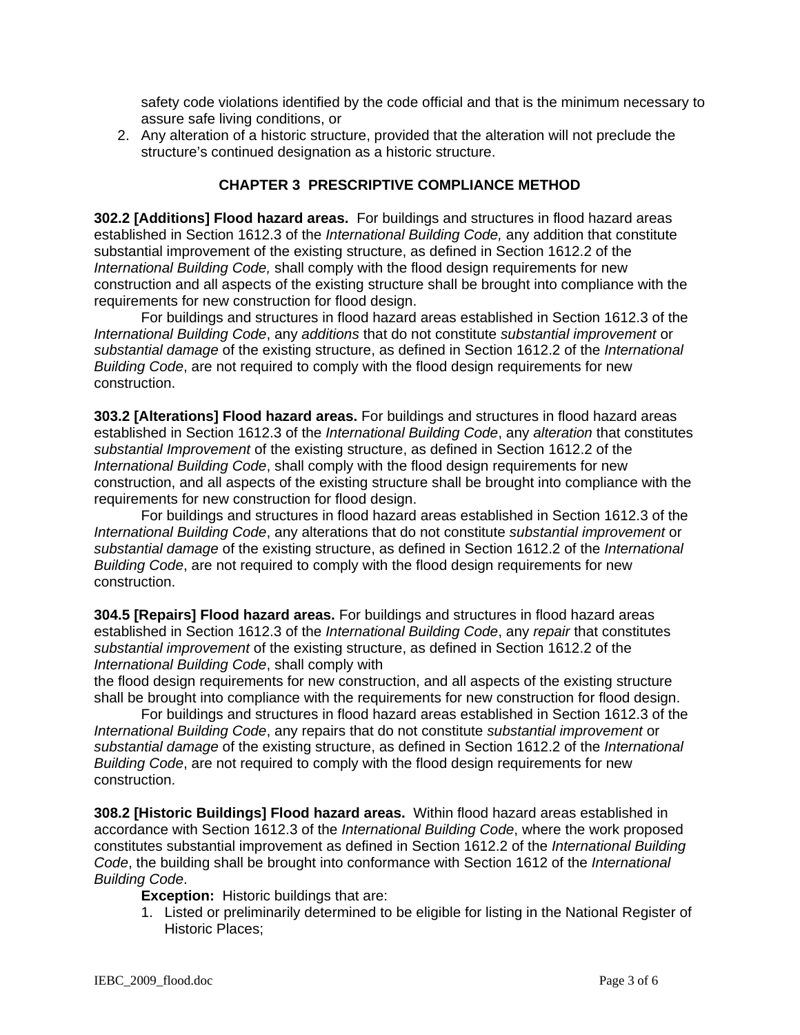safety code violations identified by the code official and that is the minimum necessary to assure safe living conditions, or

2. Any alteration of a historic structure, provided that the alteration will not preclude the structure's continued designation as a historic structure.

## CHAPTER 3 PRESCRIPTIVE COMPLIANCE METHOD

**302.2 [Additions] Flood hazard areas.** For buildings and structures in flood hazard areas established in Section 1612.3 of the *International Building Code,* any addition that constitutes substantial improvement of the existing structure, as defined in Section 1612.2 of the *International Building Code,* shall comply with the flood design requirements for new construction and all aspects of the existing structure shall be brought into compliance with the requirements for new construction for flood design.

For buildings and structures in flood hazard areas established in Section 1612.3 of the *International Building Code*, any *additions* that do not constitute *substantial improvement* or *substantial damage* of the existing structure, as defined in Section 1612.2 of the *International Building Code*, are not required to comply with the flood design requirements for new construction.

**303.2 [Alterations] Flood hazard areas.** For buildings and structures in flood hazard areas established in Section 1612.3 of the *International Building Code*, any *alteration* that constitutes *substantial Improvement* of the existing structure, as defined in Section 1612.2 of the *International Building Code*, shall comply with the flood design requirements for new construction, and all aspects of the existing structure shall be brought into compliance with the requirements for new construction for flood design.

For buildings and structures in flood hazard areas established in Section 1612.3 of the *International Building Code*, any alterations that do not constitute *substantial improvement* or *substantial damage* of the existing structure, as defined in Section 1612.2 of the *International Building Code*, are not required to comply with the flood design requirements for new construction.

**304.5 [Repairs] Flood hazard areas.** For buildings and structures in flood hazard areas established in Section 1612.3 of the *International Building Code*, any *repair* that constitutes *substantial improvement* of the existing structure, as defined in Section 1612.2 of the *International Building Code*, shall comply with the flood design requirements for new construction, and all aspects of the existing structure shall be brought into compliance with the requirements for new construction for flood design.

For buildings and structures in flood hazard areas established in Section 1612.3 of the *International Building Code*, any repairs that do not constitute *substantial improvement* or *substantial damage* of the existing structure, as defined in Section 1612.2 of the *International Building Code*, are not required to comply with the flood design requirements for new construction.

**308.2 [Historic Buildings] Flood hazard areas.** Within flood hazard areas established in accordance with Section 1612.3 of the *International Building Code*, where the work proposed constitutes substantial improvement as defined in Section 1612.2 of the *International Building Code*, the building shall be brought into conformance with Section 1612 of the *International Building Code*.

**Exception:** Historic buildings that are:

1. Listed or preliminarily determined to be eligible for listing in the National Register of Historic Places;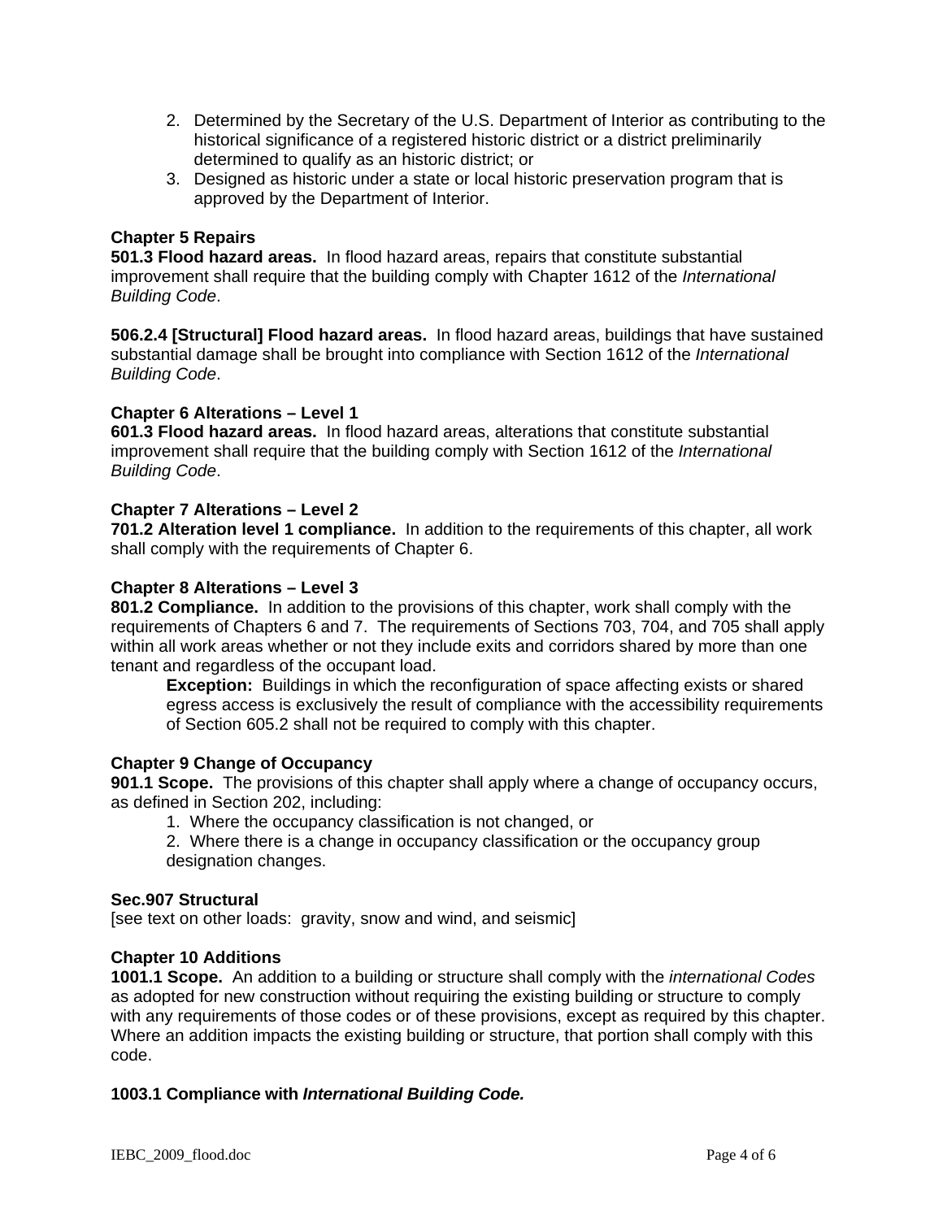2. Determined by the Secretary of the U.S. Department of Interior as contributing to the historical significance of a registered historic district or a district preliminarily determined to qualify as an historic district; or
3. Designed as historic under a state or local historic preservation program that is approved by the Department of Interior.

**Chapter 5 Repairs**
**501.3 Flood hazard areas.** In flood hazard areas, repairs that constitute substantial improvement shall require that the building comply with Chapter 1612 of the *International Building Code*.

**506.2.4 [Structural] Flood hazard areas.** In flood hazard areas, buildings that have sustained substantial damage shall be brought into compliance with Section 1612 of the *International Building Code*.

**Chapter 6 Alterations – Level 1**
**601.3 Flood hazard areas.** In flood hazard areas, alterations that constitute substantial improvement shall require that the building comply with Section 1612 of the *International Building Code*.

**Chapter 7 Alterations – Level 2**
**701.2 Alteration level 1 compliance.** In addition to the requirements of this chapter, all work shall comply with the requirements of Chapter 6.

**Chapter 8 Alterations – Level 3**
**801.2 Compliance.** In addition to the provisions of this chapter, work shall comply with the requirements of Chapters 6 and 7. The requirements of Sections 703, 704, and 705 shall apply within all work areas whether or not they include exits and corridors shared by more than one tenant and regardless of the occupant load.

> **Exception:** Buildings in which the reconfiguration of space affecting exists or shared egress access is exclusively the result of compliance with the accessibility requirements of Section 605.2 shall not be required to comply with this chapter.

**Chapter 9 Change of Occupancy**
**901.1 Scope.** The provisions of this chapter shall apply where a change of occupancy occurs, as defined in Section 202, including:

1. Where the occupancy classification is not changed, or
2. Where there is a change in occupancy classification or the occupancy group designation changes.

**Sec.907 Structural**
[see text on other loads: gravity, snow and wind, and seismic]

**Chapter 10 Additions**
**1001.1 Scope.** An addition to a building or structure shall comply with the *international Codes* as adopted for new construction without requiring the existing building or structure to comply with any requirements of those codes or of these provisions, except as required by this chapter. Where an addition impacts the existing building or structure, that portion shall comply with this code.

**1003.1 Compliance with *International Building Code.***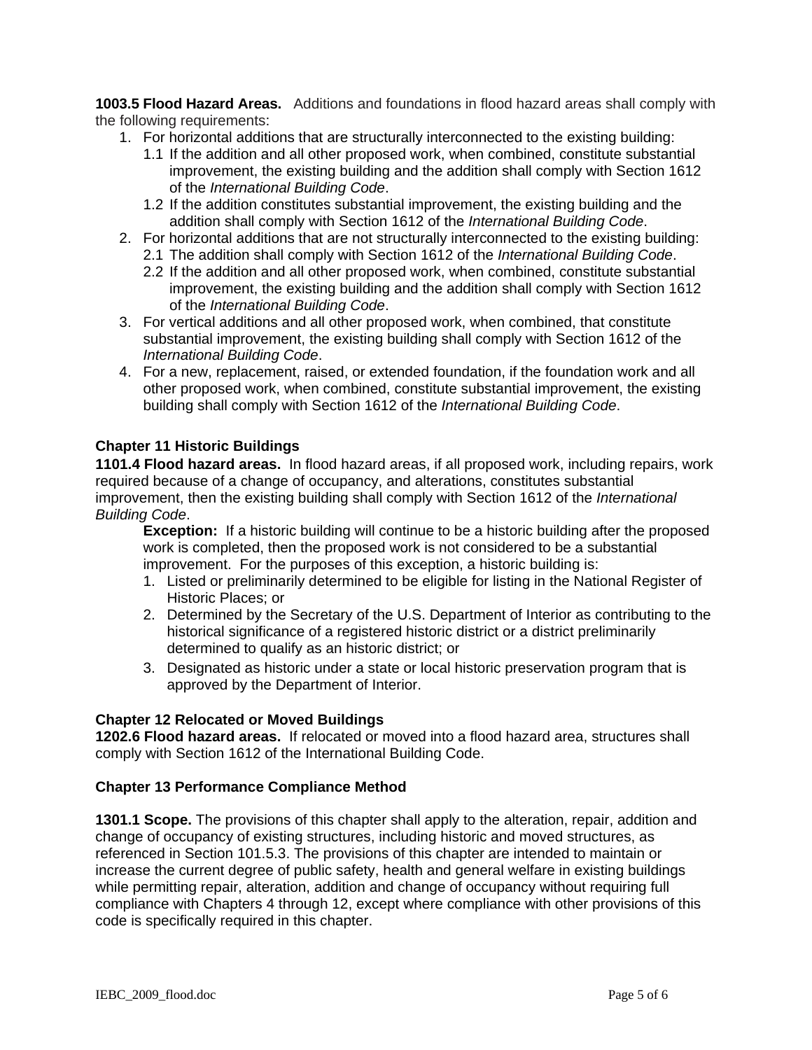**1003.5 Flood Hazard Areas.** Additions and foundations in flood hazard areas shall comply with the following requirements:

1. For horizontal additions that are structurally interconnected to the existing building:
   - 1.1 If the addition and all other proposed work, when combined, constitute substantial improvement, the existing building and the addition shall comply with Section 1612 of the *International Building Code*.
   - 1.2 If the addition constitutes substantial improvement, the existing building and the addition shall comply with Section 1612 of the *International Building Code*.
2. For horizontal additions that are not structurally interconnected to the existing building:
   - 2.1 The addition shall comply with Section 1612 of the *International Building Code*.
   - 2.2 If the addition and all other proposed work, when combined, constitute substantial improvement, the existing building and the addition shall comply with Section 1612 of the *International Building Code*.
3. For vertical additions and all other proposed work, when combined, that constitute substantial improvement, the existing building shall comply with Section 1612 of the *International Building Code*.
4. For a new, replacement, raised, or extended foundation, if the foundation work and all other proposed work, when combined, constitute substantial improvement, the existing building shall comply with Section 1612 of the *International Building Code*.

**Chapter 11 Historic Buildings**

**1101.4 Flood hazard areas.** In flood hazard areas, if all proposed work, including repairs, work required because of a change of occupancy, and alterations, constitutes substantial improvement, then the existing building shall comply with Section 1612 of the *International Building Code*.

**Exception:** If a historic building will continue to be a historic building after the proposed work is completed, then the proposed work is not considered to be a substantial improvement. For the purposes of this exception, a historic building is:

1. Listed or preliminarily determined to be eligible for listing in the National Register of Historic Places; or
2. Determined by the Secretary of the U.S. Department of Interior as contributing to the historical significance of a registered historic district or a district preliminarily determined to qualify as an historic district; or
3. Designated as historic under a state or local historic preservation program that is approved by the Department of Interior.

**Chapter 12 Relocated or Moved Buildings**

**1202.6 Flood hazard areas.** If relocated or moved into a flood hazard area, structures shall comply with Section 1612 of the International Building Code.

**Chapter 13 Performance Compliance Method**

**1301.1 Scope.** The provisions of this chapter shall apply to the alteration, repair, addition and change of occupancy of existing structures, including historic and moved structures, as referenced in Section 101.5.3. The provisions of this chapter are intended to maintain or increase the current degree of public safety, health and general welfare in existing buildings while permitting repair, alteration, addition and change of occupancy without requiring full compliance with Chapters 4 through 12, except where compliance with other provisions of this code is specifically required in this chapter.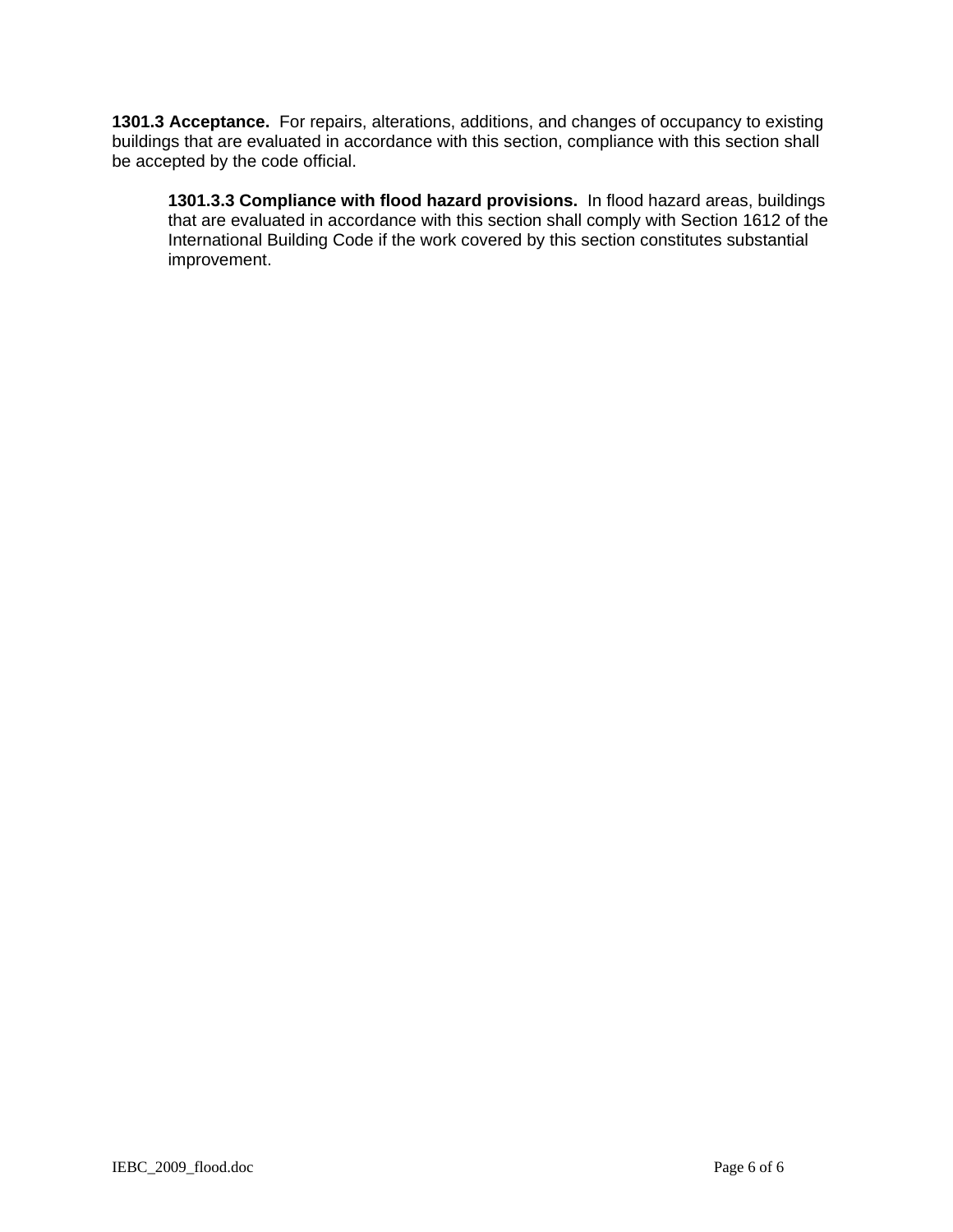**1301.3 Acceptance.** For repairs, alterations, additions, and changes of occupancy to existing buildings that are evaluated in accordance with this section, compliance with this section shall be accepted by the code official.

> **1301.3.3 Compliance with flood hazard provisions.** In flood hazard areas, buildings that are evaluated in accordance with this section shall comply with Section 1612 of the International Building Code if the work covered by this section constitutes substantial improvement.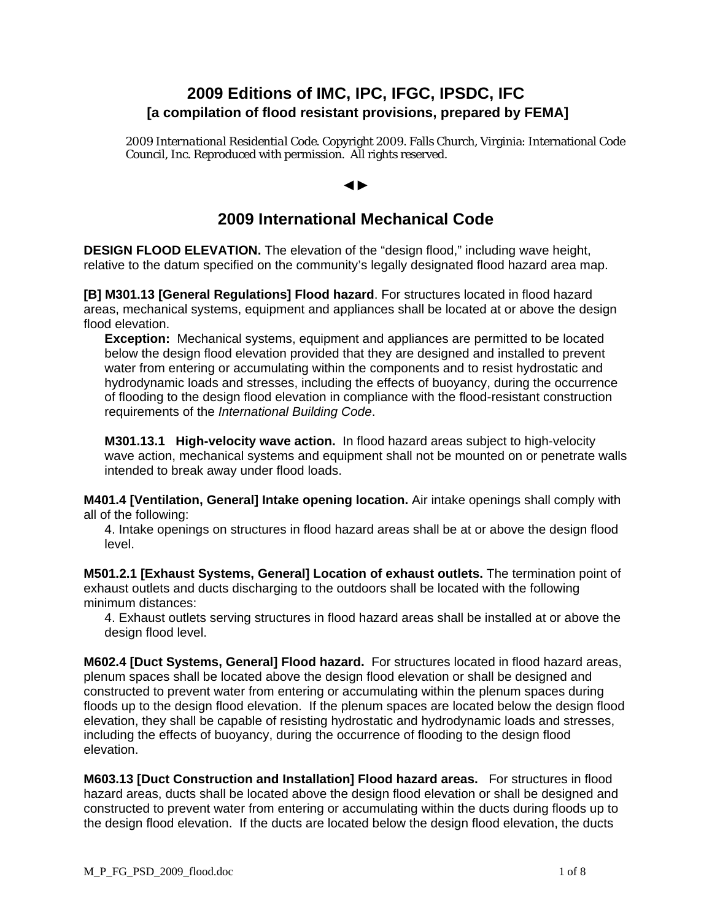# 2009 Editions of IMC, IPC, IFGC, IPSDC, IFC

**[a compilation of flood resistant provisions, prepared by FEMA]**

*2009 International Residential Code.* Copyright 2009. Falls Church, Virginia: International Code Council, Inc. Reproduced with permission. All rights reserved.

◄►

## 2009 International Mechanical Code

**DESIGN FLOOD ELEVATION.** The elevation of the "design flood," including wave height, relative to the datum specified on the community's legally designated flood hazard area map.

**[B] M301.13 [General Regulations] Flood hazard**. For structures located in flood hazard areas, mechanical systems, equipment and appliances shall be located at or above the design flood elevation.

> **Exception:** Mechanical systems, equipment and appliances are permitted to be located below the design flood elevation provided that they are designed and installed to prevent water from entering or accumulating within the components and to resist hydrostatic and hydrodynamic loads and stresses, including the effects of buoyancy, during the occurrence of flooding to the design flood elevation in compliance with the flood-resistant construction requirements of the *International Building Code*.
>
> **M301.13.1 High-velocity wave action.** In flood hazard areas subject to high-velocity wave action, mechanical systems and equipment shall not be mounted on or penetrate walls intended to break away under flood loads.

**M401.4 [Ventilation, General] Intake opening location.** Air intake openings shall comply with all of the following:

> 4. Intake openings on structures in flood hazard areas shall be at or above the design flood level.

**M501.2.1 [Exhaust Systems, General] Location of exhaust outlets.** The termination point of exhaust outlets and ducts discharging to the outdoors shall be located with the following minimum distances:

> 4. Exhaust outlets serving structures in flood hazard areas shall be installed at or above the design flood level.

**M602.4 [Duct Systems, General] Flood hazard.** For structures located in flood hazard areas, plenum spaces shall be located above the design flood elevation or shall be designed and constructed to prevent water from entering or accumulating within the plenum spaces during floods up to the design flood elevation. If the plenum spaces are located below the design flood elevation, they shall be capable of resisting hydrostatic and hydrodynamic loads and stresses, including the effects of buoyancy, during the occurrence of flooding to the design flood elevation.

**M603.13 [Duct Construction and Installation] Flood hazard areas.** For structures in flood hazard areas, ducts shall be located above the design flood elevation or shall be designed and constructed to prevent water from entering or accumulating within the ducts during floods up to the design flood elevation. If the ducts are located below the design flood elevation, the ducts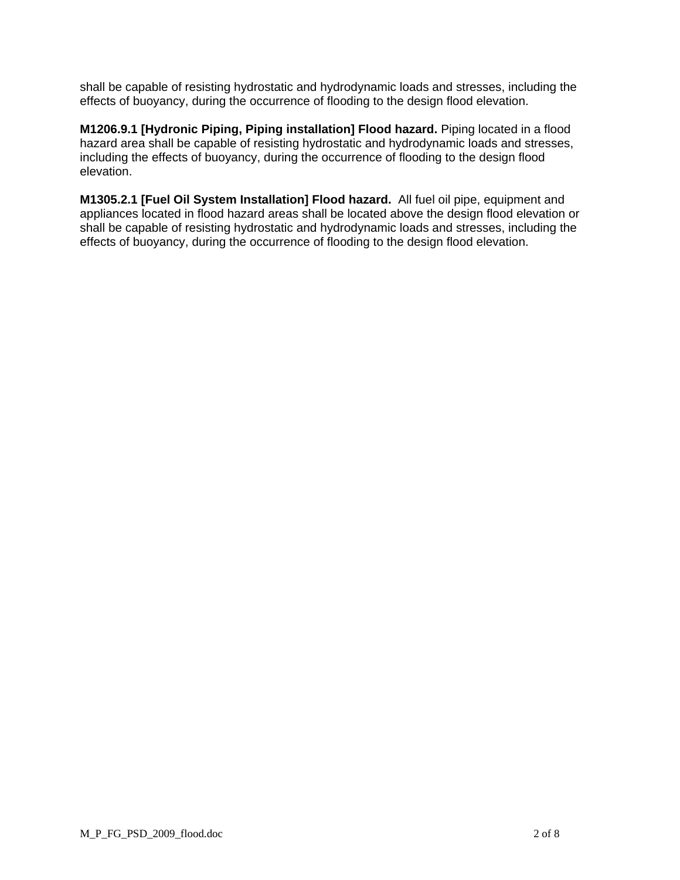shall be capable of resisting hydrostatic and hydrodynamic loads and stresses, including the effects of buoyancy, during the occurrence of flooding to the design flood elevation.

**M1206.9.1 [Hydronic Piping, Piping installation] Flood hazard.** Piping located in a flood hazard area shall be capable of resisting hydrostatic and hydrodynamic loads and stresses, including the effects of buoyancy, during the occurrence of flooding to the design flood elevation.

**M1305.2.1 [Fuel Oil System Installation] Flood hazard.** All fuel oil pipe, equipment and appliances located in flood hazard areas shall be located above the design flood elevation or shall be capable of resisting hydrostatic and hydrodynamic loads and stresses, including the effects of buoyancy, during the occurrence of flooding to the design flood elevation.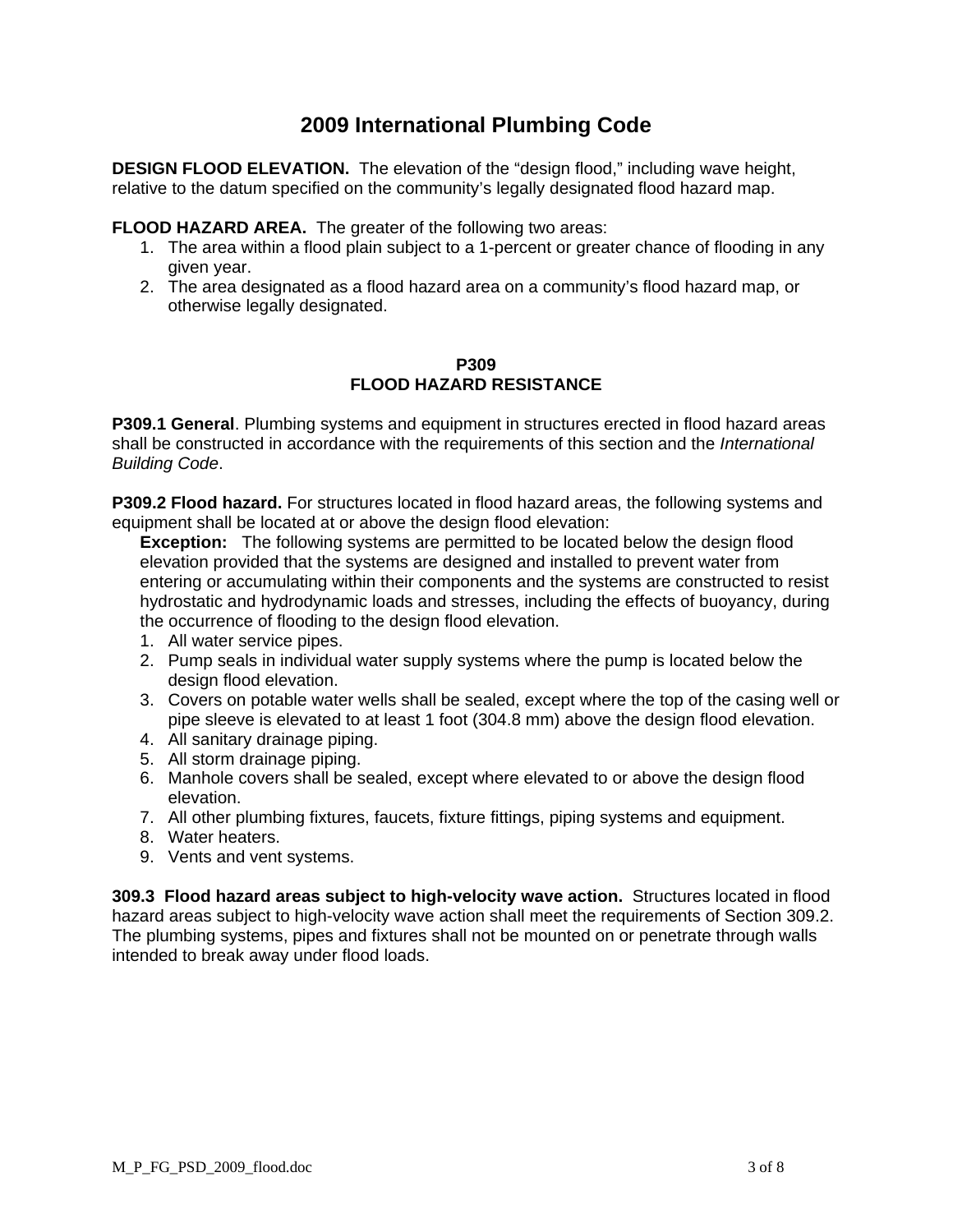# 2009 International Plumbing Code

**DESIGN FLOOD ELEVATION.** The elevation of the “design flood,” including wave height, relative to the datum specified on the community’s legally designated flood hazard map.

**FLOOD HAZARD AREA.** The greater of the following two areas:

1. The area within a flood plain subject to a 1-percent or greater chance of flooding in any given year.
2. The area designated as a flood hazard area on a community’s flood hazard map, or otherwise legally designated.

## P309
## FLOOD HAZARD RESISTANCE

**P309.1 General**. Plumbing systems and equipment in structures erected in flood hazard areas shall be constructed in accordance with the requirements of this section and the *International Building Code*.

**P309.2 Flood hazard.** For structures located in flood hazard areas, the following systems and equipment shall be located at or above the design flood elevation:

**Exception:** The following systems are permitted to be located below the design flood elevation provided that the systems are designed and installed to prevent water from entering or accumulating within their components and the systems are constructed to resist hydrostatic and hydrodynamic loads and stresses, including the effects of buoyancy, during the occurrence of flooding to the design flood elevation.

1. All water service pipes.
2. Pump seals in individual water supply systems where the pump is located below the design flood elevation.
3. Covers on potable water wells shall be sealed, except where the top of the casing well or pipe sleeve is elevated to at least 1 foot (304.8 mm) above the design flood elevation.
4. All sanitary drainage piping.
5. All storm drainage piping.
6. Manhole covers shall be sealed, except where elevated to or above the design flood elevation.
7. All other plumbing fixtures, faucets, fixture fittings, piping systems and equipment.
8. Water heaters.
9. Vents and vent systems.

**309.3 Flood hazard areas subject to high-velocity wave action.** Structures located in flood hazard areas subject to high-velocity wave action shall meet the requirements of Section 309.2. The plumbing systems, pipes and fixtures shall not be mounted on or penetrate through walls intended to break away under flood loads.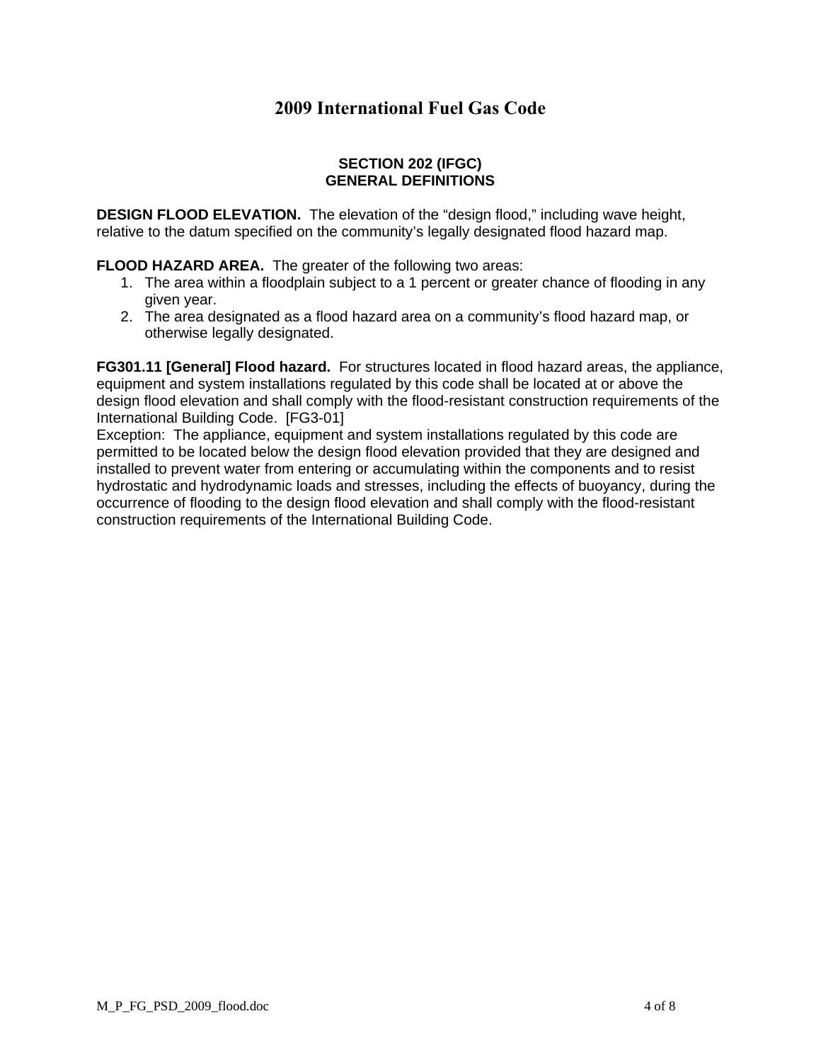# 2009 International Fuel Gas Code

## SECTION 202 (IFGC)
## GENERAL DEFINITIONS

**DESIGN FLOOD ELEVATION.** The elevation of the "design flood," including wave height, relative to the datum specified on the community's legally designated flood hazard map.

**FLOOD HAZARD AREA.** The greater of the following two areas:

1. The area within a floodplain subject to a 1 percent or greater chance of flooding in any given year.
2. The area designated as a flood hazard area on a community's flood hazard map, or otherwise legally designated.

**FG301.11 [General] Flood hazard.** For structures located in flood hazard areas, the appliance, equipment and system installations regulated by this code shall be located at or above the design flood elevation and shall comply with the flood-resistant construction requirements of the International Building Code. [FG3-01]
Exception: The appliance, equipment and system installations regulated by this code are permitted to be located below the design flood elevation provided that they are designed and installed to prevent water from entering or accumulating within the components and to resist hydrostatic and hydrodynamic loads and stresses, including the effects of buoyancy, during the occurrence of flooding to the design flood elevation and shall comply with the flood-resistant construction requirements of the International Building Code.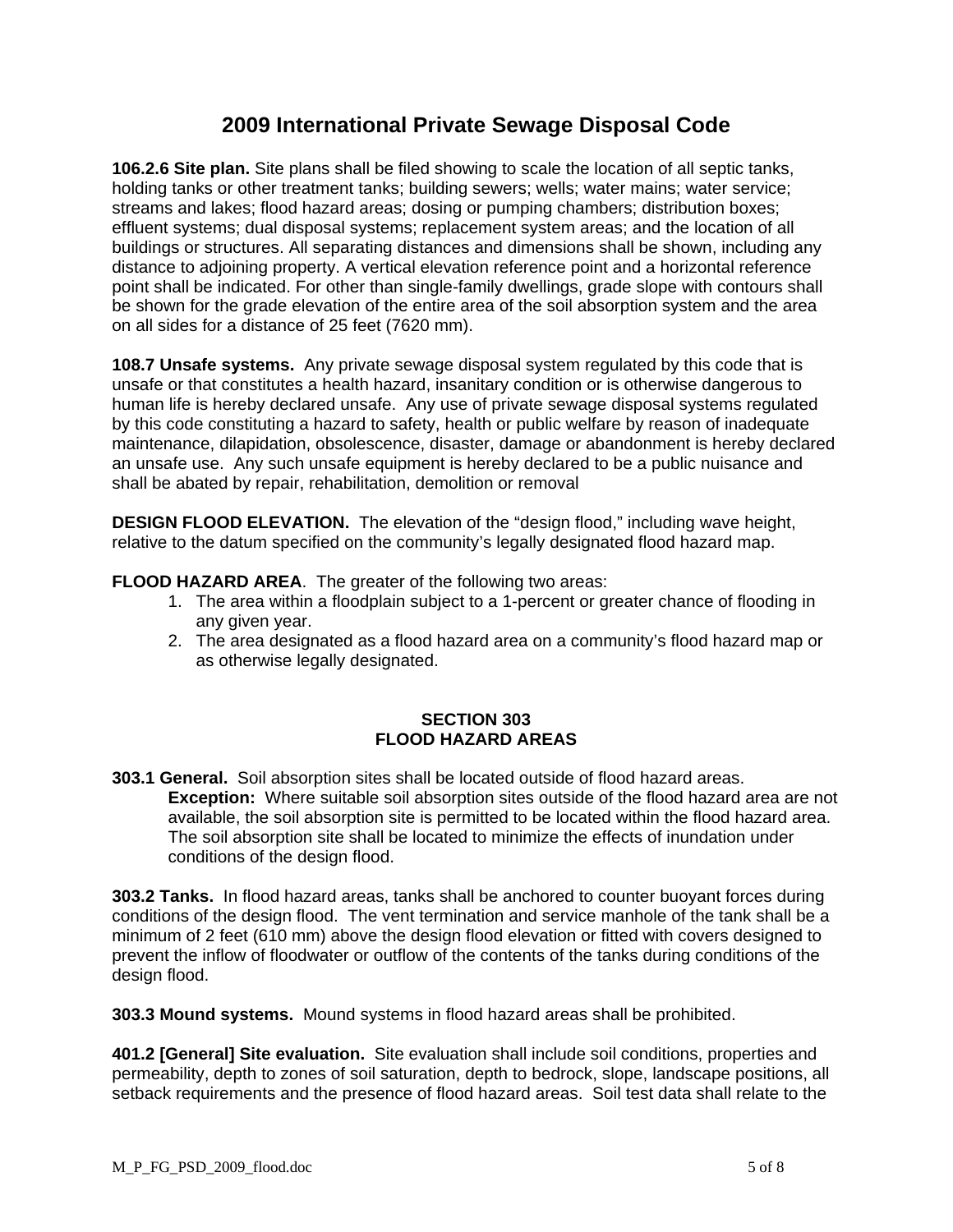# 2009 International Private Sewage Disposal Code

**106.2.6 Site plan.** Site plans shall be filed showing to scale the location of all septic tanks, holding tanks or other treatment tanks; building sewers; wells; water mains; water service; streams and lakes; flood hazard areas; dosing or pumping chambers; distribution boxes; effluent systems; dual disposal systems; replacement system areas; and the location of all buildings or structures. All separating distances and dimensions shall be shown, including any distance to adjoining property. A vertical elevation reference point and a horizontal reference point shall be indicated. For other than single-family dwellings, grade slope with contours shall be shown for the grade elevation of the entire area of the soil absorption system and the area on all sides for a distance of 25 feet (7620 mm).

**108.7 Unsafe systems.** Any private sewage disposal system regulated by this code that is unsafe or that constitutes a health hazard, insanitary condition or is otherwise dangerous to human life is hereby declared unsafe. Any use of private sewage disposal systems regulated by this code constituting a hazard to safety, health or public welfare by reason of inadequate maintenance, dilapidation, obsolescence, disaster, damage or abandonment is hereby declared an unsafe use. Any such unsafe equipment is hereby declared to be a public nuisance and shall be abated by repair, rehabilitation, demolition or removal

**DESIGN FLOOD ELEVATION.** The elevation of the "design flood," including wave height, relative to the datum specified on the community's legally designated flood hazard map.

**FLOOD HAZARD AREA**. The greater of the following two areas:

1. The area within a floodplain subject to a 1-percent or greater chance of flooding in any given year.
2. The area designated as a flood hazard area on a community's flood hazard map or as otherwise legally designated.

## SECTION 303
## FLOOD HAZARD AREAS

**303.1 General.** Soil absorption sites shall be located outside of flood hazard areas.

**Exception:** Where suitable soil absorption sites outside of the flood hazard area are not available, the soil absorption site is permitted to be located within the flood hazard area. The soil absorption site shall be located to minimize the effects of inundation under conditions of the design flood.

**303.2 Tanks.** In flood hazard areas, tanks shall be anchored to counter buoyant forces during conditions of the design flood. The vent termination and service manhole of the tank shall be a minimum of 2 feet (610 mm) above the design flood elevation or fitted with covers designed to prevent the inflow of floodwater or outflow of the contents of the tanks during conditions of the design flood.

**303.3 Mound systems.** Mound systems in flood hazard areas shall be prohibited.

**401.2 [General] Site evaluation.** Site evaluation shall include soil conditions, properties and permeability, depth to zones of soil saturation, depth to bedrock, slope, landscape positions, all setback requirements and the presence of flood hazard areas. Soil test data shall relate to the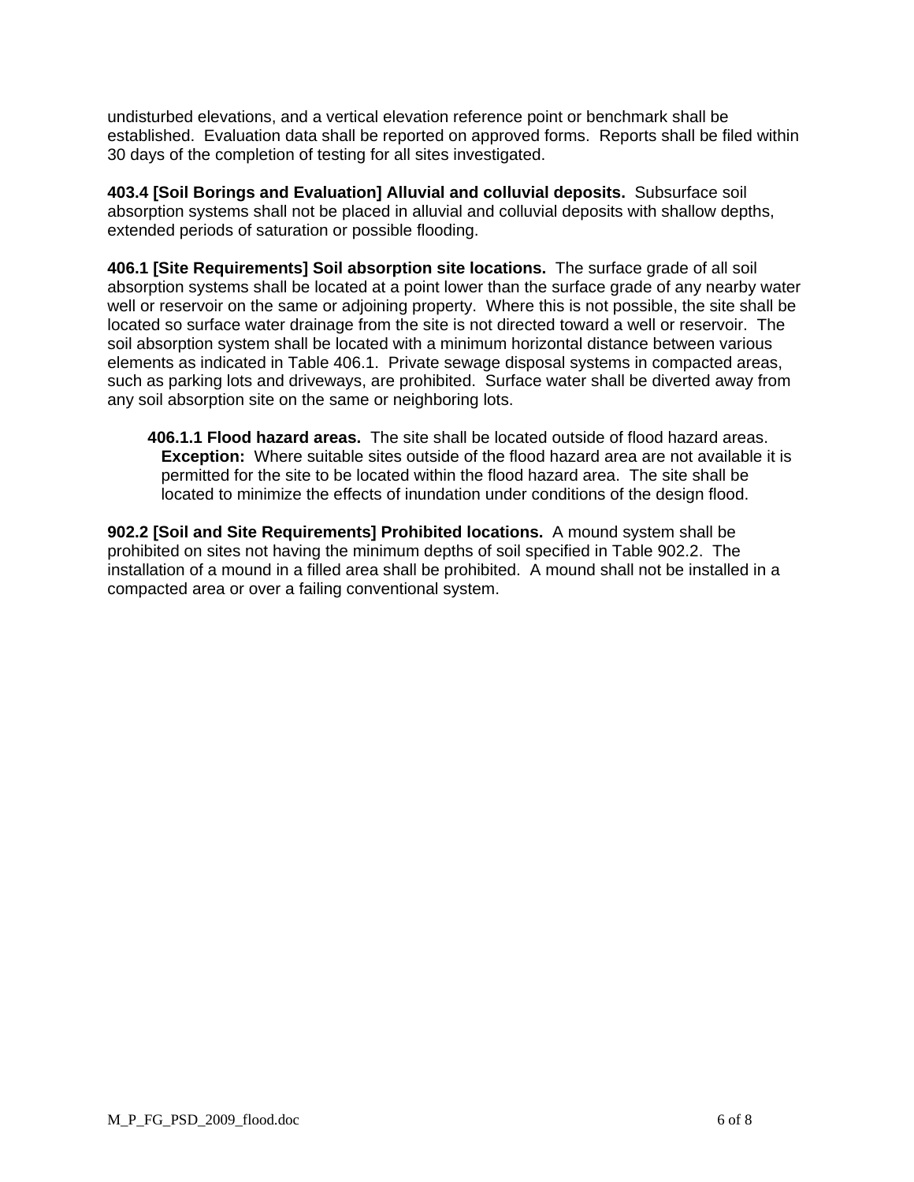undisturbed elevations, and a vertical elevation reference point or benchmark shall be established. Evaluation data shall be reported on approved forms. Reports shall be filed within 30 days of the completion of testing for all sites investigated.

**403.4 [Soil Borings and Evaluation] Alluvial and colluvial deposits.** Subsurface soil absorption systems shall not be placed in alluvial and colluvial deposits with shallow depths, extended periods of saturation or possible flooding.

**406.1 [Site Requirements] Soil absorption site locations.** The surface grade of all soil absorption systems shall be located at a point lower than the surface grade of any nearby water well or reservoir on the same or adjoining property. Where this is not possible, the site shall be located so surface water drainage from the site is not directed toward a well or reservoir. The soil absorption system shall be located with a minimum horizontal distance between various elements as indicated in Table 406.1. Private sewage disposal systems in compacted areas, such as parking lots and driveways, are prohibited. Surface water shall be diverted away from any soil absorption site on the same or neighboring lots.

> **406.1.1 Flood hazard areas.** The site shall be located outside of flood hazard areas.
> **Exception:** Where suitable sites outside of the flood hazard area are not available it is permitted for the site to be located within the flood hazard area. The site shall be located to minimize the effects of inundation under conditions of the design flood.

**902.2 [Soil and Site Requirements] Prohibited locations.** A mound system shall be prohibited on sites not having the minimum depths of soil specified in Table 902.2. The installation of a mound in a filled area shall be prohibited. A mound shall not be installed in a compacted area or over a failing conventional system.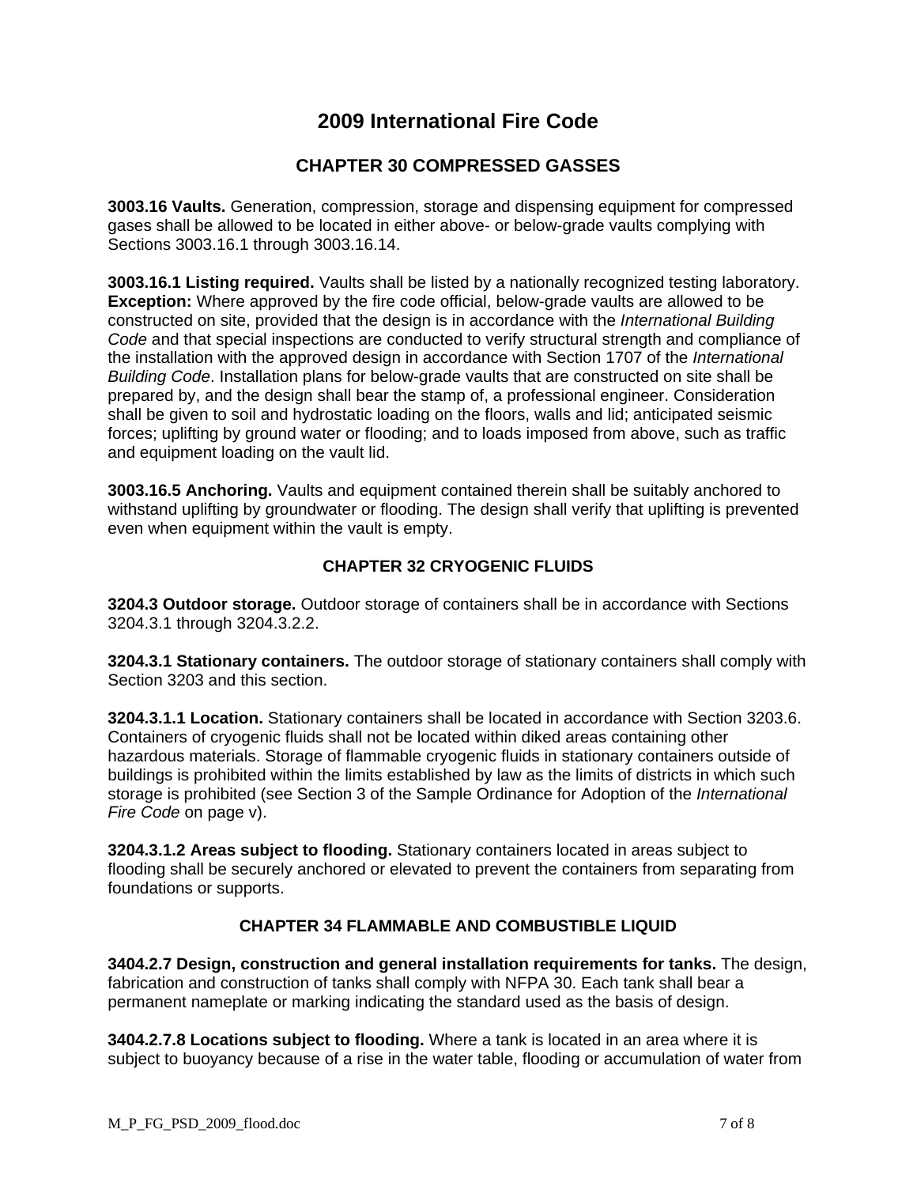# 2009 International Fire Code

## CHAPTER 30 COMPRESSED GASSES

**3003.16 Vaults.** Generation, compression, storage and dispensing equipment for compressed gases shall be allowed to be located in either above- or below-grade vaults complying with Sections 3003.16.1 through 3003.16.14.

**3003.16.1 Listing required.** Vaults shall be listed by a nationally recognized testing laboratory. **Exception:** Where approved by the fire code official, below-grade vaults are allowed to be constructed on site, provided that the design is in accordance with the *International Building Code* and that special inspections are conducted to verify structural strength and compliance of the installation with the approved design in accordance with Section 1707 of the *International Building Code*. Installation plans for below-grade vaults that are constructed on site shall be prepared by, and the design shall bear the stamp of, a professional engineer. Consideration shall be given to soil and hydrostatic loading on the floors, walls and lid; anticipated seismic forces; uplifting by ground water or flooding; and to loads imposed from above, such as traffic and equipment loading on the vault lid.

**3003.16.5 Anchoring.** Vaults and equipment contained therein shall be suitably anchored to withstand uplifting by groundwater or flooding. The design shall verify that uplifting is prevented even when equipment within the vault is empty.

## CHAPTER 32 CRYOGENIC FLUIDS

**3204.3 Outdoor storage.** Outdoor storage of containers shall be in accordance with Sections 3204.3.1 through 3204.3.2.2.

**3204.3.1 Stationary containers.** The outdoor storage of stationary containers shall comply with Section 3203 and this section.

**3204.3.1.1 Location.** Stationary containers shall be located in accordance with Section 3203.6. Containers of cryogenic fluids shall not be located within diked areas containing other hazardous materials. Storage of flammable cryogenic fluids in stationary containers outside of buildings is prohibited within the limits established by law as the limits of districts in which such storage is prohibited (see Section 3 of the Sample Ordinance for Adoption of the *International Fire Code* on page v).

**3204.3.1.2 Areas subject to flooding.** Stationary containers located in areas subject to flooding shall be securely anchored or elevated to prevent the containers from separating from foundations or supports.

## CHAPTER 34 FLAMMABLE AND COMBUSTIBLE LIQUID

**3404.2.7 Design, construction and general installation requirements for tanks.** The design, fabrication and construction of tanks shall comply with NFPA 30. Each tank shall bear a permanent nameplate or marking indicating the standard used as the basis of design.

**3404.2.7.8 Locations subject to flooding.** Where a tank is located in an area where it is subject to buoyancy because of a rise in the water table, flooding or accumulation of water from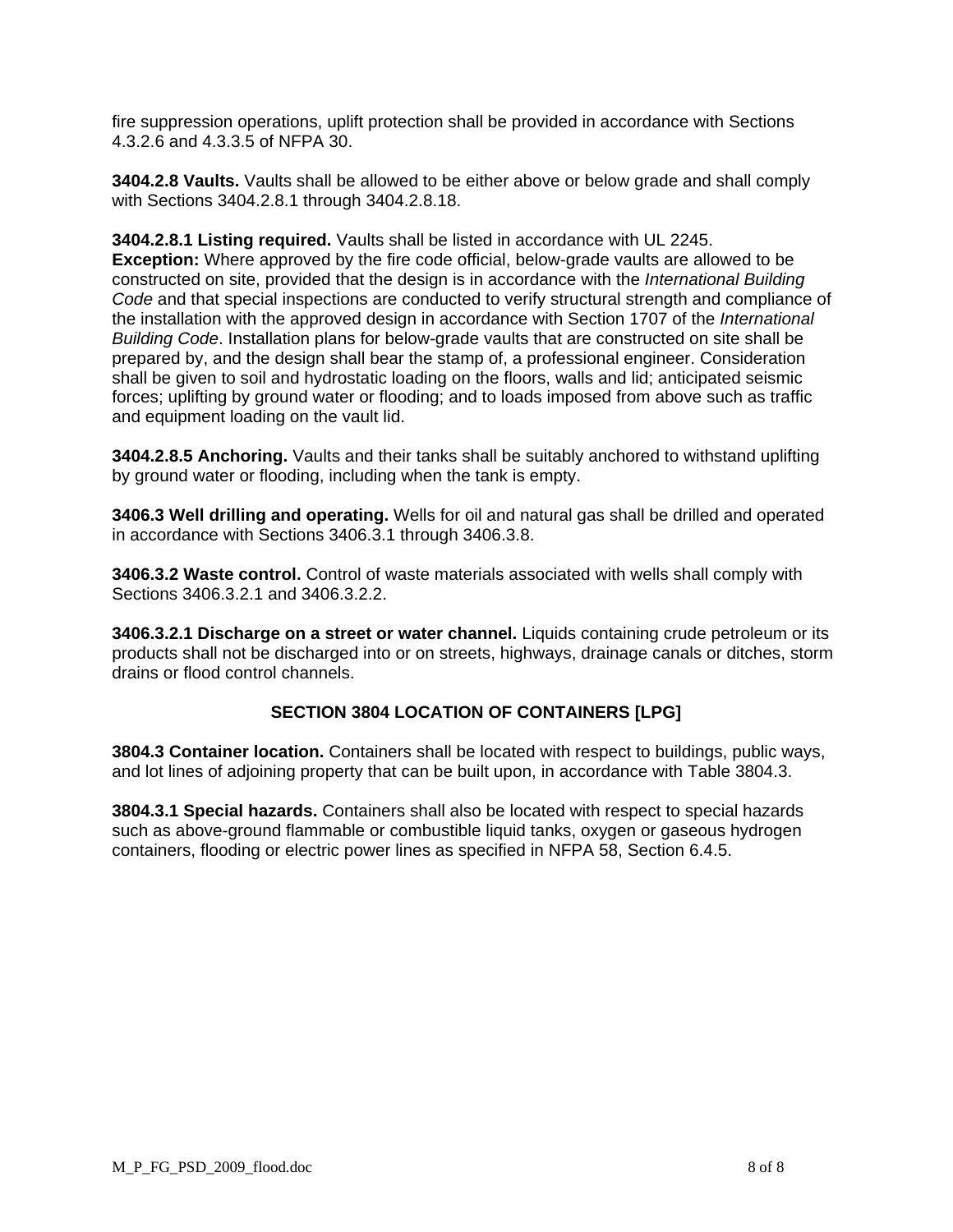fire suppression operations, uplift protection shall be provided in accordance with Sections 4.3.2.6 and 4.3.3.5 of NFPA 30.

**3404.2.8 Vaults.** Vaults shall be allowed to be either above or below grade and shall comply with Sections 3404.2.8.1 through 3404.2.8.18.

**3404.2.8.1 Listing required.** Vaults shall be listed in accordance with UL 2245.
**Exception:** Where approved by the fire code official, below-grade vaults are allowed to be constructed on site, provided that the design is in accordance with the *International Building Code* and that special inspections are conducted to verify structural strength and compliance of the installation with the approved design in accordance with Section 1707 of the *International Building Code*. Installation plans for below-grade vaults that are constructed on site shall be prepared by, and the design shall bear the stamp of, a professional engineer. Consideration shall be given to soil and hydrostatic loading on the floors, walls and lid; anticipated seismic forces; uplifting by ground water or flooding; and to loads imposed from above such as traffic and equipment loading on the vault lid.

**3404.2.8.5 Anchoring.** Vaults and their tanks shall be suitably anchored to withstand uplifting by ground water or flooding, including when the tank is empty.

**3406.3 Well drilling and operating.** Wells for oil and natural gas shall be drilled and operated in accordance with Sections 3406.3.1 through 3406.3.8.

**3406.3.2 Waste control.** Control of waste materials associated with wells shall comply with Sections 3406.3.2.1 and 3406.3.2.2.

**3406.3.2.1 Discharge on a street or water channel.** Liquids containing crude petroleum or its products shall not be discharged into or on streets, highways, drainage canals or ditches, storm drains or flood control channels.

## SECTION 3804 LOCATION OF CONTAINERS [LPG]

**3804.3 Container location.** Containers shall be located with respect to buildings, public ways, and lot lines of adjoining property that can be built upon, in accordance with Table 3804.3.

**3804.3.1 Special hazards.** Containers shall also be located with respect to special hazards such as above-ground flammable or combustible liquid tanks, oxygen or gaseous hydrogen containers, flooding or electric power lines as specified in NFPA 58, Section 6.4.5.